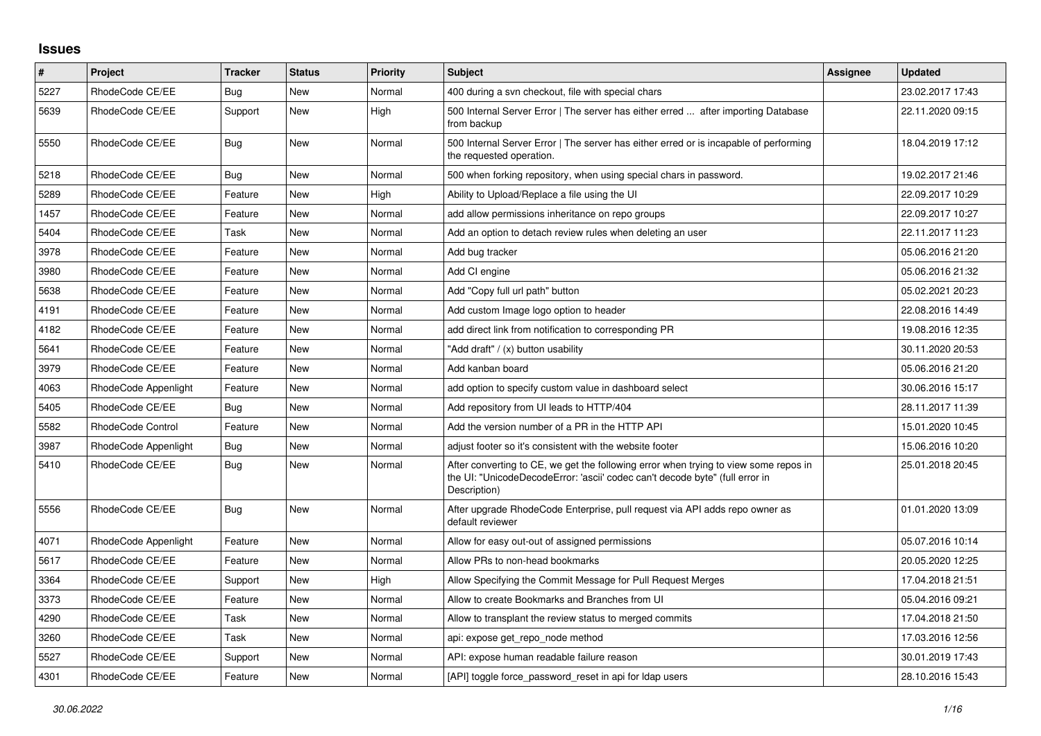## Issues

| # | Project | Tracker | Status | Priority | Subject | Assignee | Updated |
|---|---|---|---|---|---|---|---|
| 5227 | RhodeCode CE/EE | Bug | New | Normal | 400 during a svn checkout, file with special chars | | 23.02.2017 17:43 |
| 5639 | RhodeCode CE/EE | Support | New | High | 500 Internal Server Error \| The server has either erred ... after importing Database from backup | | 22.11.2020 09:15 |
| 5550 | RhodeCode CE/EE | Bug | New | Normal | 500 Internal Server Error \| The server has either erred or is incapable of performing the requested operation. | | 18.04.2019 17:12 |
| 5218 | RhodeCode CE/EE | Bug | New | Normal | 500 when forking repository, when using special chars in password. | | 19.02.2017 21:46 |
| 5289 | RhodeCode CE/EE | Feature | New | High | Ability to Upload/Replace a file using the UI | | 22.09.2017 10:29 |
| 1457 | RhodeCode CE/EE | Feature | New | Normal | add allow permissions inheritance on repo groups | | 22.09.2017 10:27 |
| 5404 | RhodeCode CE/EE | Task | New | Normal | Add an option to detach review rules when deleting an user | | 22.11.2017 11:23 |
| 3978 | RhodeCode CE/EE | Feature | New | Normal | Add bug tracker | | 05.06.2016 21:20 |
| 3980 | RhodeCode CE/EE | Feature | New | Normal | Add CI engine | | 05.06.2016 21:32 |
| 5638 | RhodeCode CE/EE | Feature | New | Normal | Add "Copy full url path" button | | 05.02.2021 20:23 |
| 4191 | RhodeCode CE/EE | Feature | New | Normal | Add custom Image logo option to header | | 22.08.2016 14:49 |
| 4182 | RhodeCode CE/EE | Feature | New | Normal | add direct link from notification to corresponding PR | | 19.08.2016 12:35 |
| 5641 | RhodeCode CE/EE | Feature | New | Normal | "Add draft" / (x) button usability | | 30.11.2020 20:53 |
| 3979 | RhodeCode CE/EE | Feature | New | Normal | Add kanban board | | 05.06.2016 21:20 |
| 4063 | RhodeCode Appenlight | Feature | New | Normal | add option to specify custom value in dashboard select | | 30.06.2016 15:17 |
| 5405 | RhodeCode CE/EE | Bug | New | Normal | Add repository from UI leads to HTTP/404 | | 28.11.2017 11:39 |
| 5582 | RhodeCode Control | Feature | New | Normal | Add the version number of a PR in the HTTP API | | 15.01.2020 10:45 |
| 3987 | RhodeCode Appenlight | Bug | New | Normal | adjust footer so it's consistent with the website footer | | 15.06.2016 10:20 |
| 5410 | RhodeCode CE/EE | Bug | New | Normal | After converting to CE, we get the following error when trying to view some repos in the UI: "UnicodeDecodeError: 'ascii' codec can't decode byte" (full error in Description) | | 25.01.2018 20:45 |
| 5556 | RhodeCode CE/EE | Bug | New | Normal | After upgrade RhodeCode Enterprise, pull request via API adds repo owner as default reviewer | | 01.01.2020 13:09 |
| 4071 | RhodeCode Appenlight | Feature | New | Normal | Allow for easy out-out of assigned permissions | | 05.07.2016 10:14 |
| 5617 | RhodeCode CE/EE | Feature | New | Normal | Allow PRs to non-head bookmarks | | 20.05.2020 12:25 |
| 3364 | RhodeCode CE/EE | Support | New | High | Allow Specifying the Commit Message for Pull Request Merges | | 17.04.2018 21:51 |
| 3373 | RhodeCode CE/EE | Feature | New | Normal | Allow to create Bookmarks and Branches from UI | | 05.04.2016 09:21 |
| 4290 | RhodeCode CE/EE | Task | New | Normal | Allow to transplant the review status to merged commits | | 17.04.2018 21:50 |
| 3260 | RhodeCode CE/EE | Task | New | Normal | api: expose get_repo_node method | | 17.03.2016 12:56 |
| 5527 | RhodeCode CE/EE | Support | New | Normal | API: expose human readable failure reason | | 30.01.2019 17:43 |
| 4301 | RhodeCode CE/EE | Feature | New | Normal | [API] toggle force_password_reset in api for ldap users | | 28.10.2016 15:43 |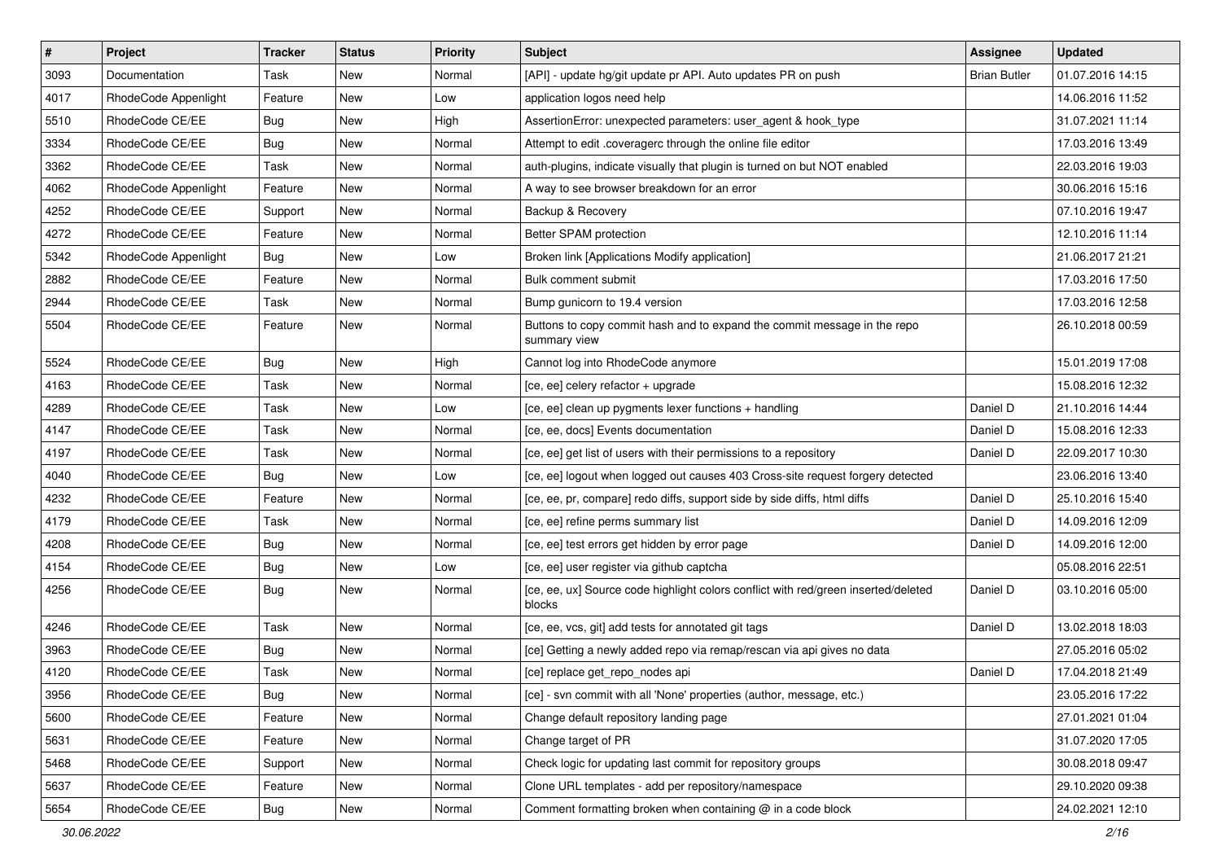| # | Project | Tracker | Status | Priority | Subject | Assignee | Updated |
|---|---|---|---|---|---|---|---|
| 3093 | Documentation | Task | New | Normal | [API] - update hg/git update pr API. Auto updates PR on push | Brian Butler | 01.07.2016 14:15 |
| 4017 | RhodeCode Appenlight | Feature | New | Low | application logos need help | | 14.06.2016 11:52 |
| 5510 | RhodeCode CE/EE | Bug | New | High | AssertionError: unexpected parameters: user_agent & hook_type | | 31.07.2021 11:14 |
| 3334 | RhodeCode CE/EE | Bug | New | Normal | Attempt to edit .coveragerc through the online file editor | | 17.03.2016 13:49 |
| 3362 | RhodeCode CE/EE | Task | New | Normal | auth-plugins, indicate visually that plugin is turned on but NOT enabled | | 22.03.2016 19:03 |
| 4062 | RhodeCode Appenlight | Feature | New | Normal | A way to see browser breakdown for an error | | 30.06.2016 15:16 |
| 4252 | RhodeCode CE/EE | Support | New | Normal | Backup & Recovery | | 07.10.2016 19:47 |
| 4272 | RhodeCode CE/EE | Feature | New | Normal | Better SPAM protection | | 12.10.2016 11:14 |
| 5342 | RhodeCode Appenlight | Bug | New | Low | Broken link [Applications Modify application] | | 21.06.2017 21:21 |
| 2882 | RhodeCode CE/EE | Feature | New | Normal | Bulk comment submit | | 17.03.2016 17:50 |
| 2944 | RhodeCode CE/EE | Task | New | Normal | Bump gunicorn to 19.4 version | | 17.03.2016 12:58 |
| 5504 | RhodeCode CE/EE | Feature | New | Normal | Buttons to copy commit hash and to expand the commit message in the repo summary view | | 26.10.2018 00:59 |
| 5524 | RhodeCode CE/EE | Bug | New | High | Cannot log into RhodeCode anymore | | 15.01.2019 17:08 |
| 4163 | RhodeCode CE/EE | Task | New | Normal | [ce, ee] celery refactor + upgrade | | 15.08.2016 12:32 |
| 4289 | RhodeCode CE/EE | Task | New | Low | [ce, ee] clean up pygments lexer functions + handling | Daniel D | 21.10.2016 14:44 |
| 4147 | RhodeCode CE/EE | Task | New | Normal | [ce, ee, docs] Events documentation | Daniel D | 15.08.2016 12:33 |
| 4197 | RhodeCode CE/EE | Task | New | Normal | [ce, ee] get list of users with their permissions to a repository | Daniel D | 22.09.2017 10:30 |
| 4040 | RhodeCode CE/EE | Bug | New | Low | [ce, ee] logout when logged out causes 403 Cross-site request forgery detected | | 23.06.2016 13:40 |
| 4232 | RhodeCode CE/EE | Feature | New | Normal | [ce, ee, pr, compare] redo diffs, support side by side diffs, html diffs | Daniel D | 25.10.2016 15:40 |
| 4179 | RhodeCode CE/EE | Task | New | Normal | [ce, ee] refine perms summary list | Daniel D | 14.09.2016 12:09 |
| 4208 | RhodeCode CE/EE | Bug | New | Normal | [ce, ee] test errors get hidden by error page | Daniel D | 14.09.2016 12:00 |
| 4154 | RhodeCode CE/EE | Bug | New | Low | [ce, ee] user register via github captcha | | 05.08.2016 22:51 |
| 4256 | RhodeCode CE/EE | Bug | New | Normal | [ce, ee, ux] Source code highlight colors conflict with red/green inserted/deleted blocks | Daniel D | 03.10.2016 05:00 |
| 4246 | RhodeCode CE/EE | Task | New | Normal | [ce, ee, vcs, git] add tests for annotated git tags | Daniel D | 13.02.2018 18:03 |
| 3963 | RhodeCode CE/EE | Bug | New | Normal | [ce] Getting a newly added repo via remap/rescan via api gives no data | | 27.05.2016 05:02 |
| 4120 | RhodeCode CE/EE | Task | New | Normal | [ce] replace get_repo_nodes api | Daniel D | 17.04.2018 21:49 |
| 3956 | RhodeCode CE/EE | Bug | New | Normal | [ce] - svn commit with all 'None' properties (author, message, etc.) | | 23.05.2016 17:22 |
| 5600 | RhodeCode CE/EE | Feature | New | Normal | Change default repository landing page | | 27.01.2021 01:04 |
| 5631 | RhodeCode CE/EE | Feature | New | Normal | Change target of PR | | 31.07.2020 17:05 |
| 5468 | RhodeCode CE/EE | Support | New | Normal | Check logic for updating last commit for repository groups | | 30.08.2018 09:47 |
| 5637 | RhodeCode CE/EE | Feature | New | Normal | Clone URL templates - add per repository/namespace | | 29.10.2020 09:38 |
| 5654 | RhodeCode CE/EE | Bug | New | Normal | Comment formatting broken when containing @ in a code block | | 24.02.2021 12:10 |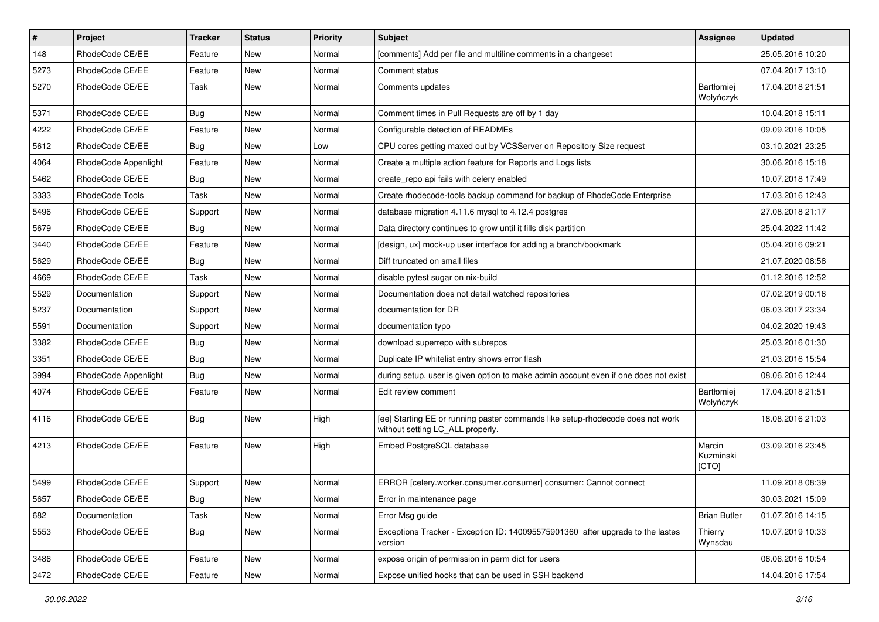| # | Project | Tracker | Status | Priority | Subject | Assignee | Updated |
|---|---|---|---|---|---|---|---|
| 148 | RhodeCode CE/EE | Feature | New | Normal | [comments] Add per file and multiline comments in a changeset | | 25.05.2016 10:20 |
| 5273 | RhodeCode CE/EE | Feature | New | Normal | Comment status | | 07.04.2017 13:10 |
| 5270 | RhodeCode CE/EE | Task | New | Normal | Comments updates | Bartłomiej Wołyńczyk | 17.04.2018 21:51 |
| 5371 | RhodeCode CE/EE | Bug | New | Normal | Comment times in Pull Requests are off by 1 day | | 10.04.2018 15:11 |
| 4222 | RhodeCode CE/EE | Feature | New | Normal | Configurable detection of READMEs | | 09.09.2016 10:05 |
| 5612 | RhodeCode CE/EE | Bug | New | Low | CPU cores getting maxed out by VCSServer on Repository Size request | | 03.10.2021 23:25 |
| 4064 | RhodeCode Appenlight | Feature | New | Normal | Create a multiple action feature for Reports and Logs lists | | 30.06.2016 15:18 |
| 5462 | RhodeCode CE/EE | Bug | New | Normal | create_repo api fails with celery enabled | | 10.07.2018 17:49 |
| 3333 | RhodeCode Tools | Task | New | Normal | Create rhodecode-tools backup command for backup of RhodeCode Enterprise | | 17.03.2016 12:43 |
| 5496 | RhodeCode CE/EE | Support | New | Normal | database migration 4.11.6 mysql to 4.12.4 postgres | | 27.08.2018 21:17 |
| 5679 | RhodeCode CE/EE | Bug | New | Normal | Data directory continues to grow until it fills disk partition | | 25.04.2022 11:42 |
| 3440 | RhodeCode CE/EE | Feature | New | Normal | [design, ux] mock-up user interface for adding a branch/bookmark | | 05.04.2016 09:21 |
| 5629 | RhodeCode CE/EE | Bug | New | Normal | Diff truncated on small files | | 21.07.2020 08:58 |
| 4669 | RhodeCode CE/EE | Task | New | Normal | disable pytest sugar on nix-build | | 01.12.2016 12:52 |
| 5529 | Documentation | Support | New | Normal | Documentation does not detail watched repositories | | 07.02.2019 00:16 |
| 5237 | Documentation | Support | New | Normal | documentation for DR | | 06.03.2017 23:34 |
| 5591 | Documentation | Support | New | Normal | documentation typo | | 04.02.2020 19:43 |
| 3382 | RhodeCode CE/EE | Bug | New | Normal | download superrepo with subrepos | | 25.03.2016 01:30 |
| 3351 | RhodeCode CE/EE | Bug | New | Normal | Duplicate IP whitelist entry shows error flash | | 21.03.2016 15:54 |
| 3994 | RhodeCode Appenlight | Bug | New | Normal | during setup, user is given option to make admin account even if one does not exist | | 08.06.2016 12:44 |
| 4074 | RhodeCode CE/EE | Feature | New | Normal | Edit review comment | Bartłomiej Wołyńczyk | 17.04.2018 21:51 |
| 4116 | RhodeCode CE/EE | Bug | New | High | [ee] Starting EE or running paster commands like setup-rhodecode does not work without setting LC_ALL properly. | | 18.08.2016 21:03 |
| 4213 | RhodeCode CE/EE | Feature | New | High | Embed PostgreSQL database | Marcin Kuzminski [CTO] | 03.09.2016 23:45 |
| 5499 | RhodeCode CE/EE | Support | New | Normal | ERROR [celery.worker.consumer.consumer] consumer: Cannot connect | | 11.09.2018 08:39 |
| 5657 | RhodeCode CE/EE | Bug | New | Normal | Error in maintenance page | | 30.03.2021 15:09 |
| 682 | Documentation | Task | New | Normal | Error Msg guide | Brian Butler | 01.07.2016 14:15 |
| 5553 | RhodeCode CE/EE | Bug | New | Normal | Exceptions Tracker - Exception ID: 140095575901360 after upgrade to the lastes version | Thierry Wynsdau | 10.07.2019 10:33 |
| 3486 | RhodeCode CE/EE | Feature | New | Normal | expose origin of permission in perm dict for users | | 06.06.2016 10:54 |
| 3472 | RhodeCode CE/EE | Feature | New | Normal | Expose unified hooks that can be used in SSH backend | | 14.04.2016 17:54 |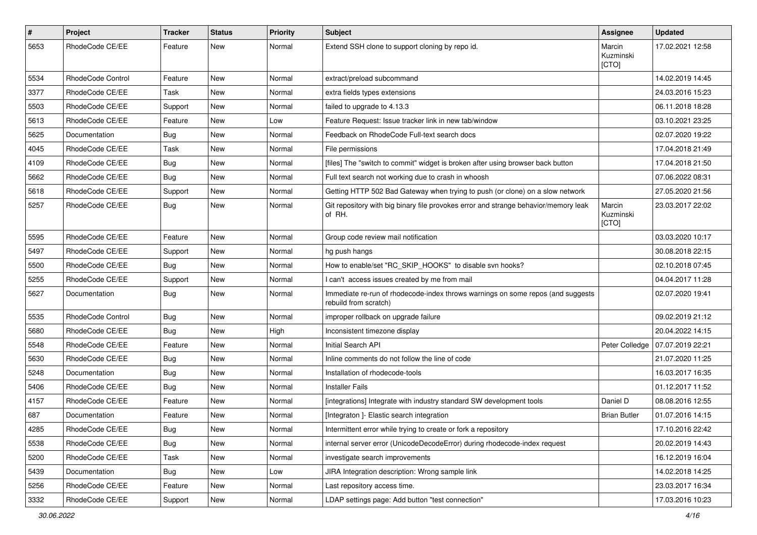| # | Project | Tracker | Status | Priority | Subject | Assignee | Updated |
| --- | --- | --- | --- | --- | --- | --- | --- |
| 5653 | RhodeCode CE/EE | Feature | New | Normal | Extend SSH clone to support cloning by repo id. | Marcin Kuzminski [CTO] | 17.02.2021 12:58 |
| 5534 | RhodeCode Control | Feature | New | Normal | extract/preload subcommand | | 14.02.2019 14:45 |
| 3377 | RhodeCode CE/EE | Task | New | Normal | extra fields types extensions | | 24.03.2016 15:23 |
| 5503 | RhodeCode CE/EE | Support | New | Normal | failed to upgrade to 4.13.3 | | 06.11.2018 18:28 |
| 5613 | RhodeCode CE/EE | Feature | New | Low | Feature Request: Issue tracker link in new tab/window | | 03.10.2021 23:25 |
| 5625 | Documentation | Bug | New | Normal | Feedback on RhodeCode Full-text search docs | | 02.07.2020 19:22 |
| 4045 | RhodeCode CE/EE | Task | New | Normal | File permissions | | 17.04.2018 21:49 |
| 4109 | RhodeCode CE/EE | Bug | New | Normal | [files] The "switch to commit" widget is broken after using browser back button | | 17.04.2018 21:50 |
| 5662 | RhodeCode CE/EE | Bug | New | Normal | Full text search not working due to crash in whoosh | | 07.06.2022 08:31 |
| 5618 | RhodeCode CE/EE | Support | New | Normal | Getting HTTP 502 Bad Gateway when trying to push (or clone) on a slow network | | 27.05.2020 21:56 |
| 5257 | RhodeCode CE/EE | Bug | New | Normal | Git repository with big binary file provokes error and strange behavior/memory leak of RH. | Marcin Kuzminski [CTO] | 23.03.2017 22:02 |
| 5595 | RhodeCode CE/EE | Feature | New | Normal | Group code review mail notification | | 03.03.2020 10:17 |
| 5497 | RhodeCode CE/EE | Support | New | Normal | hg push hangs | | 30.08.2018 22:15 |
| 5500 | RhodeCode CE/EE | Bug | New | Normal | How to enable/set "RC_SKIP_HOOKS" to disable svn hooks? | | 02.10.2018 07:45 |
| 5255 | RhodeCode CE/EE | Support | New | Normal | I can't access issues created by me from mail | | 04.04.2017 11:28 |
| 5627 | Documentation | Bug | New | Normal | Immediate re-run of rhodecode-index throws warnings on some repos (and suggests rebuild from scratch) | | 02.07.2020 19:41 |
| 5535 | RhodeCode Control | Bug | New | Normal | improper rollback on upgrade failure | | 09.02.2019 21:12 |
| 5680 | RhodeCode CE/EE | Bug | New | High | Inconsistent timezone display | | 20.04.2022 14:15 |
| 5548 | RhodeCode CE/EE | Feature | New | Normal | Initial Search API | Peter Colledge | 07.07.2019 22:21 |
| 5630 | RhodeCode CE/EE | Bug | New | Normal | Inline comments do not follow the line of code | | 21.07.2020 11:25 |
| 5248 | Documentation | Bug | New | Normal | Installation of rhodecode-tools | | 16.03.2017 16:35 |
| 5406 | RhodeCode CE/EE | Bug | New | Normal | Installer Fails | | 01.12.2017 11:52 |
| 4157 | RhodeCode CE/EE | Feature | New | Normal | [integrations] Integrate with industry standard SW development tools | Daniel D | 08.08.2016 12:55 |
| 687 | Documentation | Feature | New | Normal | [Integraton ]- Elastic search integration | Brian Butler | 01.07.2016 14:15 |
| 4285 | RhodeCode CE/EE | Bug | New | Normal | Intermittent error while trying to create or fork a repository | | 17.10.2016 22:42 |
| 5538 | RhodeCode CE/EE | Bug | New | Normal | internal server error (UnicodeDecodeError) during rhodecode-index request | | 20.02.2019 14:43 |
| 5200 | RhodeCode CE/EE | Task | New | Normal | investigate search improvements | | 16.12.2019 16:04 |
| 5439 | Documentation | Bug | New | Low | JIRA Integration description: Wrong sample link | | 14.02.2018 14:25 |
| 5256 | RhodeCode CE/EE | Feature | New | Normal | Last repository access time. | | 23.03.2017 16:34 |
| 3332 | RhodeCode CE/EE | Support | New | Normal | LDAP settings page: Add button "test connection" | | 17.03.2016 10:23 |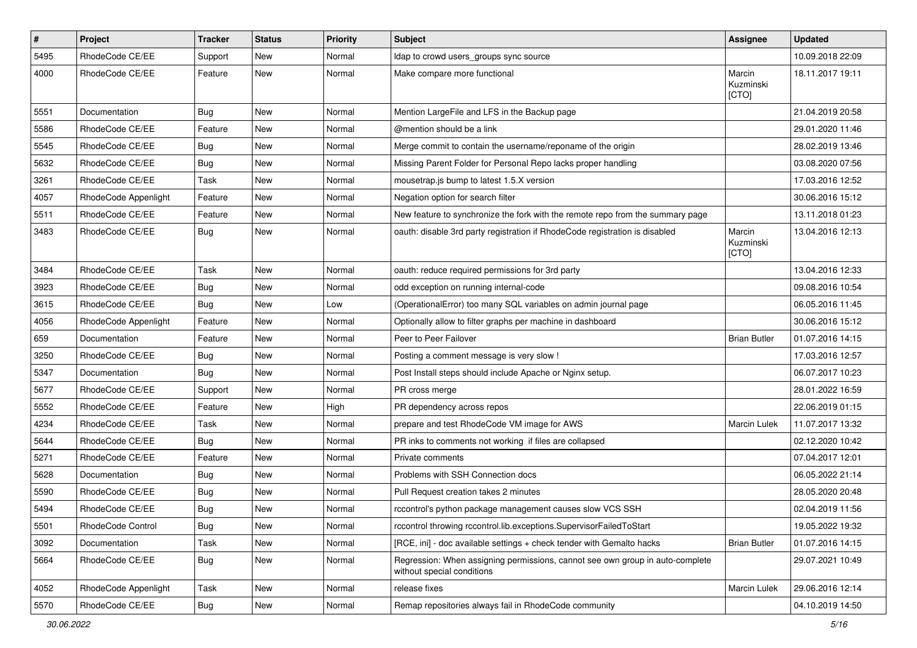| # | Project | Tracker | Status | Priority | Subject | Assignee | Updated |
|---|---|---|---|---|---|---|---|
| 5495 | RhodeCode CE/EE | Support | New | Normal | ldap to crowd users_groups sync source | | 10.09.2018 22:09 |
| 4000 | RhodeCode CE/EE | Feature | New | Normal | Make compare more functional | Marcin Kuzminski [CTO] | 18.11.2017 19:11 |
| 5551 | Documentation | Bug | New | Normal | Mention LargeFile and LFS in the Backup page | | 21.04.2019 20:58 |
| 5586 | RhodeCode CE/EE | Feature | New | Normal | @mention should be a link | | 29.01.2020 11:46 |
| 5545 | RhodeCode CE/EE | Bug | New | Normal | Merge commit to contain the username/reponame of the origin | | 28.02.2019 13:46 |
| 5632 | RhodeCode CE/EE | Bug | New | Normal | Missing Parent Folder for Personal Repo lacks proper handling | | 03.08.2020 07:56 |
| 3261 | RhodeCode CE/EE | Task | New | Normal | mousetrap.js bump to latest 1.5.X version | | 17.03.2016 12:52 |
| 4057 | RhodeCode Appenlight | Feature | New | Normal | Negation option for search filter | | 30.06.2016 15:12 |
| 5511 | RhodeCode CE/EE | Feature | New | Normal | New feature to synchronize the fork with the remote repo from the summary page | | 13.11.2018 01:23 |
| 3483 | RhodeCode CE/EE | Bug | New | Normal | oauth: disable 3rd party registration if RhodeCode registration is disabled | Marcin Kuzminski [CTO] | 13.04.2016 12:13 |
| 3484 | RhodeCode CE/EE | Task | New | Normal | oauth: reduce required permissions for 3rd party | | 13.04.2016 12:33 |
| 3923 | RhodeCode CE/EE | Bug | New | Normal | odd exception on running internal-code | | 09.08.2016 10:54 |
| 3615 | RhodeCode CE/EE | Bug | New | Low | (OperationalError) too many SQL variables on admin journal page | | 06.05.2016 11:45 |
| 4056 | RhodeCode Appenlight | Feature | New | Normal | Optionally allow to filter graphs per machine in dashboard | | 30.06.2016 15:12 |
| 659 | Documentation | Feature | New | Normal | Peer to Peer Failover | Brian Butler | 01.07.2016 14:15 |
| 3250 | RhodeCode CE/EE | Bug | New | Normal | Posting a comment message is very slow ! | | 17.03.2016 12:57 |
| 5347 | Documentation | Bug | New | Normal | Post Install steps should include Apache or Nginx setup. | | 06.07.2017 10:23 |
| 5677 | RhodeCode CE/EE | Support | New | Normal | PR cross merge | | 28.01.2022 16:59 |
| 5552 | RhodeCode CE/EE | Feature | New | High | PR dependency across repos | | 22.06.2019 01:15 |
| 4234 | RhodeCode CE/EE | Task | New | Normal | prepare and test RhodeCode VM image for AWS | Marcin Lulek | 11.07.2017 13:32 |
| 5644 | RhodeCode CE/EE | Bug | New | Normal | PR inks to comments not working if files are collapsed | | 02.12.2020 10:42 |
| 5271 | RhodeCode CE/EE | Feature | New | Normal | Private comments | | 07.04.2017 12:01 |
| 5628 | Documentation | Bug | New | Normal | Problems with SSH Connection docs | | 06.05.2022 21:14 |
| 5590 | RhodeCode CE/EE | Bug | New | Normal | Pull Request creation takes 2 minutes | | 28.05.2020 20:48 |
| 5494 | RhodeCode CE/EE | Bug | New | Normal | rccontrol's python package management causes slow VCS SSH | | 02.04.2019 11:56 |
| 5501 | RhodeCode Control | Bug | New | Normal | rccontrol throwing rccontrol.lib.exceptions.SupervisorFailedToStart | | 19.05.2022 19:32 |
| 3092 | Documentation | Task | New | Normal | [RCE, ini] - doc available settings + check tender with Gemalto hacks | Brian Butler | 01.07.2016 14:15 |
| 5664 | RhodeCode CE/EE | Bug | New | Normal | Regression: When assigning permissions, cannot see own group in auto-complete without special conditions | | 29.07.2021 10:49 |
| 4052 | RhodeCode Appenlight | Task | New | Normal | release fixes | Marcin Lulek | 29.06.2016 12:14 |
| 5570 | RhodeCode CE/EE | Bug | New | Normal | Remap repositories always fail in RhodeCode community | | 04.10.2019 14:50 |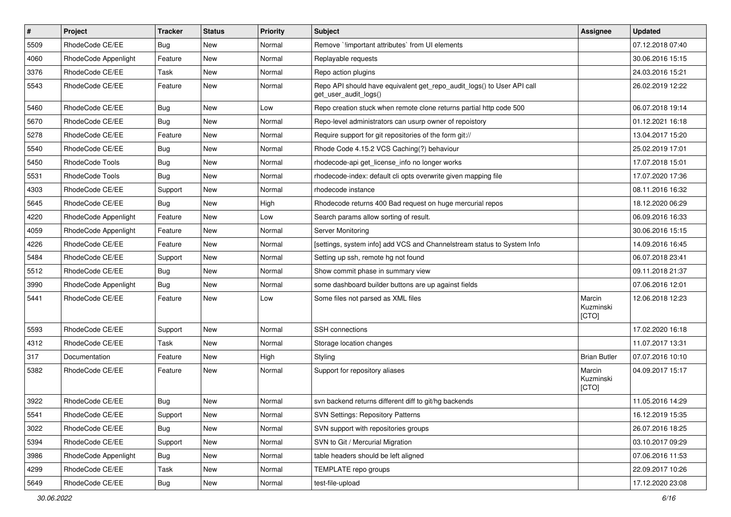| # | Project | Tracker | Status | Priority | Subject | Assignee | Updated |
|---|---|---|---|---|---|---|---|
| 5509 | RhodeCode CE/EE | Bug | New | Normal | Remove `!important attributes` from UI elements | | 07.12.2018 07:40 |
| 4060 | RhodeCode Appenlight | Feature | New | Normal | Replayable requests | | 30.06.2016 15:15 |
| 3376 | RhodeCode CE/EE | Task | New | Normal | Repo action plugins | | 24.03.2016 15:21 |
| 5543 | RhodeCode CE/EE | Feature | New | Normal | Repo API should have equivalent get_repo_audit_logs() to User API call get_user_audit_logs() | | 26.02.2019 12:22 |
| 5460 | RhodeCode CE/EE | Bug | New | Low | Repo creation stuck when remote clone returns partial http code 500 | | 06.07.2018 19:14 |
| 5670 | RhodeCode CE/EE | Bug | New | Normal | Repo-level administrators can usurp owner of repoistory | | 01.12.2021 16:18 |
| 5278 | RhodeCode CE/EE | Feature | New | Normal | Require support for git repositories of the form git:// | | 13.04.2017 15:20 |
| 5540 | RhodeCode CE/EE | Bug | New | Normal | Rhode Code 4.15.2 VCS Caching(?) behaviour | | 25.02.2019 17:01 |
| 5450 | RhodeCode Tools | Bug | New | Normal | rhodecode-api get_license_info no longer works | | 17.07.2018 15:01 |
| 5531 | RhodeCode Tools | Bug | New | Normal | rhodecode-index: default cli opts overwrite given mapping file | | 17.07.2020 17:36 |
| 4303 | RhodeCode CE/EE | Support | New | Normal | rhodecode instance | | 08.11.2016 16:32 |
| 5645 | RhodeCode CE/EE | Bug | New | High | Rhodecode returns 400 Bad request on huge mercurial repos | | 18.12.2020 06:29 |
| 4220 | RhodeCode Appenlight | Feature | New | Low | Search params allow sorting of result. | | 06.09.2016 16:33 |
| 4059 | RhodeCode Appenlight | Feature | New | Normal | Server Monitoring | | 30.06.2016 15:15 |
| 4226 | RhodeCode CE/EE | Feature | New | Normal | [settings, system info] add VCS and Channelstream status to System Info | | 14.09.2016 16:45 |
| 5484 | RhodeCode CE/EE | Support | New | Normal | Setting up ssh, remote hg not found | | 06.07.2018 23:41 |
| 5512 | RhodeCode CE/EE | Bug | New | Normal | Show commit phase in summary view | | 09.11.2018 21:37 |
| 3990 | RhodeCode Appenlight | Bug | New | Normal | some dashboard builder buttons are up against fields | | 07.06.2016 12:01 |
| 5441 | RhodeCode CE/EE | Feature | New | Low | Some files not parsed as XML files | Marcin Kuzminski [CTO] | 12.06.2018 12:23 |
| 5593 | RhodeCode CE/EE | Support | New | Normal | SSH connections | | 17.02.2020 16:18 |
| 4312 | RhodeCode CE/EE | Task | New | Normal | Storage location changes | | 11.07.2017 13:31 |
| 317 | Documentation | Feature | New | High | Styling | Brian Butler | 07.07.2016 10:10 |
| 5382 | RhodeCode CE/EE | Feature | New | Normal | Support for repository aliases | Marcin Kuzminski [CTO] | 04.09.2017 15:17 |
| 3922 | RhodeCode CE/EE | Bug | New | Normal | svn backend returns different diff to git/hg backends | | 11.05.2016 14:29 |
| 5541 | RhodeCode CE/EE | Support | New | Normal | SVN Settings: Repository Patterns | | 16.12.2019 15:35 |
| 3022 | RhodeCode CE/EE | Bug | New | Normal | SVN support with repositories groups | | 26.07.2016 18:25 |
| 5394 | RhodeCode CE/EE | Support | New | Normal | SVN to Git / Mercurial Migration | | 03.10.2017 09:29 |
| 3986 | RhodeCode Appenlight | Bug | New | Normal | table headers should be left aligned | | 07.06.2016 11:53 |
| 4299 | RhodeCode CE/EE | Task | New | Normal | TEMPLATE repo groups | | 22.09.2017 10:26 |
| 5649 | RhodeCode CE/EE | Bug | New | Normal | test-file-upload | | 17.12.2020 23:08 |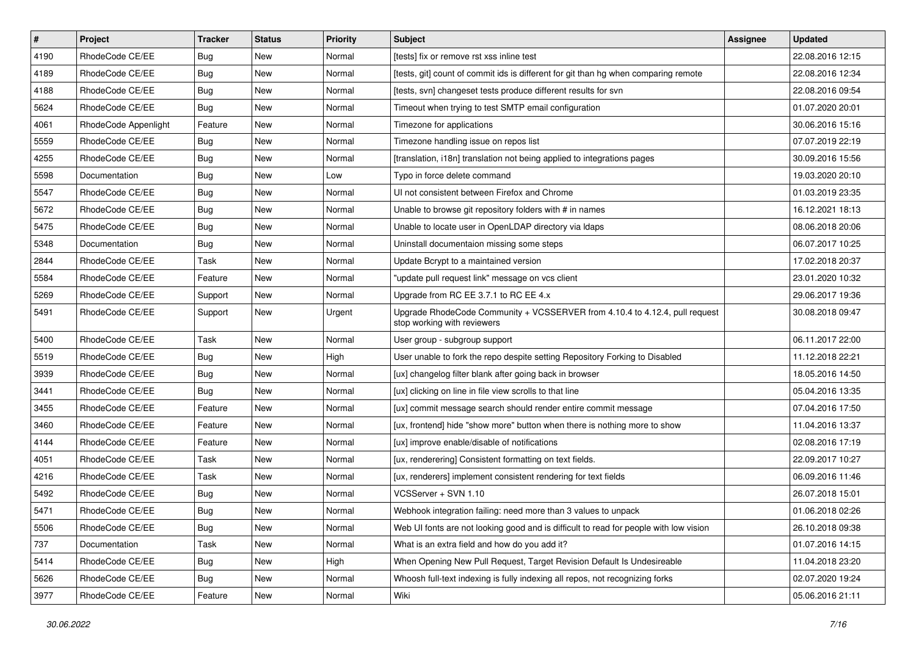| # | Project | Tracker | Status | Priority | Subject | Assignee | Updated |
|---|---|---|---|---|---|---|---|
| 4190 | RhodeCode CE/EE | Bug | New | Normal | [tests] fix or remove rst xss inline test | | 22.08.2016 12:15 |
| 4189 | RhodeCode CE/EE | Bug | New | Normal | [tests, git] count of commit ids is different for git than hg when comparing remote | | 22.08.2016 12:34 |
| 4188 | RhodeCode CE/EE | Bug | New | Normal | [tests, svn] changeset tests produce different results for svn | | 22.08.2016 09:54 |
| 5624 | RhodeCode CE/EE | Bug | New | Normal | Timeout when trying to test SMTP email configuration | | 01.07.2020 20:01 |
| 4061 | RhodeCode Appenlight | Feature | New | Normal | Timezone for applications | | 30.06.2016 15:16 |
| 5559 | RhodeCode CE/EE | Bug | New | Normal | Timezone handling issue on repos list | | 07.07.2019 22:19 |
| 4255 | RhodeCode CE/EE | Bug | New | Normal | [translation, i18n] translation not being applied to integrations pages | | 30.09.2016 15:56 |
| 5598 | Documentation | Bug | New | Low | Typo in force delete command | | 19.03.2020 20:10 |
| 5547 | RhodeCode CE/EE | Bug | New | Normal | UI not consistent between Firefox and Chrome | | 01.03.2019 23:35 |
| 5672 | RhodeCode CE/EE | Bug | New | Normal | Unable to browse git repository folders with # in names | | 16.12.2021 18:13 |
| 5475 | RhodeCode CE/EE | Bug | New | Normal | Unable to locate user in OpenLDAP directory via ldaps | | 08.06.2018 20:06 |
| 5348 | Documentation | Bug | New | Normal | Uninstall documentaion missing some steps | | 06.07.2017 10:25 |
| 2844 | RhodeCode CE/EE | Task | New | Normal | Update Bcrypt to a maintained version | | 17.02.2018 20:37 |
| 5584 | RhodeCode CE/EE | Feature | New | Normal | "update pull request link" message on vcs client | | 23.01.2020 10:32 |
| 5269 | RhodeCode CE/EE | Support | New | Normal | Upgrade from RC EE 3.7.1 to RC EE 4.x | | 29.06.2017 19:36 |
| 5491 | RhodeCode CE/EE | Support | New | Urgent | Upgrade RhodeCode Community + VCSSERVER from 4.10.4 to 4.12.4, pull request stop working with reviewers | | 30.08.2018 09:47 |
| 5400 | RhodeCode CE/EE | Task | New | Normal | User group - subgroup support | | 06.11.2017 22:00 |
| 5519 | RhodeCode CE/EE | Bug | New | High | User unable to fork the repo despite setting Repository Forking to Disabled | | 11.12.2018 22:21 |
| 3939 | RhodeCode CE/EE | Bug | New | Normal | [ux] changelog filter blank after going back in browser | | 18.05.2016 14:50 |
| 3441 | RhodeCode CE/EE | Bug | New | Normal | [ux] clicking on line in file view scrolls to that line | | 05.04.2016 13:35 |
| 3455 | RhodeCode CE/EE | Feature | New | Normal | [ux] commit message search should render entire commit message | | 07.04.2016 17:50 |
| 3460 | RhodeCode CE/EE | Feature | New | Normal | [ux, frontend] hide "show more" button when there is nothing more to show | | 11.04.2016 13:37 |
| 4144 | RhodeCode CE/EE | Feature | New | Normal | [ux] improve enable/disable of notifications | | 02.08.2016 17:19 |
| 4051 | RhodeCode CE/EE | Task | New | Normal | [ux, renderering] Consistent formatting on text fields. | | 22.09.2017 10:27 |
| 4216 | RhodeCode CE/EE | Task | New | Normal | [ux, renderers] implement consistent rendering for text fields | | 06.09.2016 11:46 |
| 5492 | RhodeCode CE/EE | Bug | New | Normal | VCSServer + SVN 1.10 | | 26.07.2018 15:01 |
| 5471 | RhodeCode CE/EE | Bug | New | Normal | Webhook integration failing: need more than 3 values to unpack | | 01.06.2018 02:26 |
| 5506 | RhodeCode CE/EE | Bug | New | Normal | Web UI fonts are not looking good and is difficult to read for people with low vision | | 26.10.2018 09:38 |
| 737 | Documentation | Task | New | Normal | What is an extra field and how do you add it? | | 01.07.2016 14:15 |
| 5414 | RhodeCode CE/EE | Bug | New | High | When Opening New Pull Request, Target Revision Default Is Undesireable | | 11.04.2018 23:20 |
| 5626 | RhodeCode CE/EE | Bug | New | Normal | Whoosh full-text indexing is fully indexing all repos, not recognizing forks | | 02.07.2020 19:24 |
| 3977 | RhodeCode CE/EE | Feature | New | Normal | Wiki | | 05.06.2016 21:11 |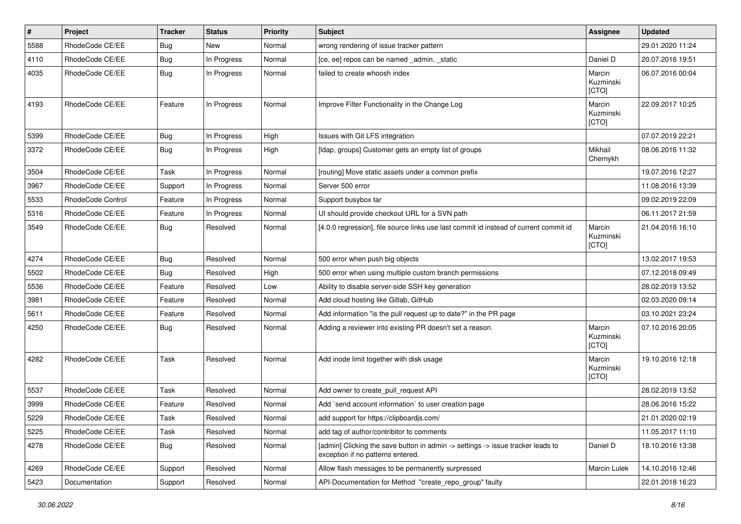| # | Project | Tracker | Status | Priority | Subject | Assignee | Updated |
|---|---|---|---|---|---|---|---|
| 5588 | RhodeCode CE/EE | Bug | New | Normal | wrong rendering of issue tracker pattern | | 29.01.2020 11:24 |
| 4110 | RhodeCode CE/EE | Bug | In Progress | Normal | [ce, ee] repos can be named _admin, _static | Daniel D | 20.07.2016 19:51 |
| 4035 | RhodeCode CE/EE | Bug | In Progress | Normal | failed to create whoosh index | Marcin Kuzminski [CTO] | 06.07.2016 00:04 |
| 4193 | RhodeCode CE/EE | Feature | In Progress | Normal | Improve Filter Functionality in the Change Log | Marcin Kuzminski [CTO] | 22.09.2017 10:25 |
| 5399 | RhodeCode CE/EE | Bug | In Progress | High | Issues with Git LFS integration | | 07.07.2019 22:21 |
| 3372 | RhodeCode CE/EE | Bug | In Progress | High | [ldap, groups] Customer gets an empty list of groups | Mikhail Chernykh | 08.06.2016 11:32 |
| 3504 | RhodeCode CE/EE | Task | In Progress | Normal | [routing] Move static assets under a common prefix | | 19.07.2016 12:27 |
| 3967 | RhodeCode CE/EE | Support | In Progress | Normal | Server 500 error | | 11.08.2016 13:39 |
| 5533 | RhodeCode Control | Feature | In Progress | Normal | Support busybox tar | | 09.02.2019 22:09 |
| 5316 | RhodeCode CE/EE | Feature | In Progress | Normal | UI should provide checkout URL for a SVN path | | 06.11.2017 21:59 |
| 3549 | RhodeCode CE/EE | Bug | Resolved | Normal | [4.0.0 regression], file source links use last commit id instead of current commit id | Marcin Kuzminski [CTO] | 21.04.2016 16:10 |
| 4274 | RhodeCode CE/EE | Bug | Resolved | Normal | 500 error when push big objects | | 13.02.2017 19:53 |
| 5502 | RhodeCode CE/EE | Bug | Resolved | High | 500 error when using multiple custom branch permissions | | 07.12.2018 09:49 |
| 5536 | RhodeCode CE/EE | Feature | Resolved | Low | Ability to disable server-side SSH key generation | | 28.02.2019 13:52 |
| 3981 | RhodeCode CE/EE | Feature | Resolved | Normal | Add cloud hosting like Gitlab, GitHub | | 02.03.2020 09:14 |
| 5611 | RhodeCode CE/EE | Feature | Resolved | Normal | Add information "is the pull request up to date?" in the PR page | | 03.10.2021 23:24 |
| 4250 | RhodeCode CE/EE | Bug | Resolved | Normal | Adding a reviewer into existing PR doesn't set a reason. | Marcin Kuzminski [CTO] | 07.10.2016 20:05 |
| 4282 | RhodeCode CE/EE | Task | Resolved | Normal | Add inode limit together with disk usage | Marcin Kuzminski [CTO] | 19.10.2016 12:18 |
| 5537 | RhodeCode CE/EE | Task | Resolved | Normal | Add owner to create_pull_request API | | 28.02.2019 13:52 |
| 3999 | RhodeCode CE/EE | Feature | Resolved | Normal | Add `send account information` to user creation page | | 28.06.2016 15:22 |
| 5229 | RhodeCode CE/EE | Task | Resolved | Normal | add support for https://clipboardjs.com/ | | 21.01.2020 02:19 |
| 5225 | RhodeCode CE/EE | Task | Resolved | Normal | add tag of author/contribitor to comments | | 11.05.2017 11:10 |
| 4278 | RhodeCode CE/EE | Bug | Resolved | Normal | [admin] Clicking the save button in admin -> settings -> issue tracker leads to exception if no patterns entered. | Daniel D | 18.10.2016 13:38 |
| 4269 | RhodeCode CE/EE | Support | Resolved | Normal | Allow flash messages to be permanently surpressed | Marcin Lulek | 14.10.2016 12:46 |
| 5423 | Documentation | Support | Resolved | Normal | API-Documentation for Method "create_repo_group" faulty | | 22.01.2018 16:23 |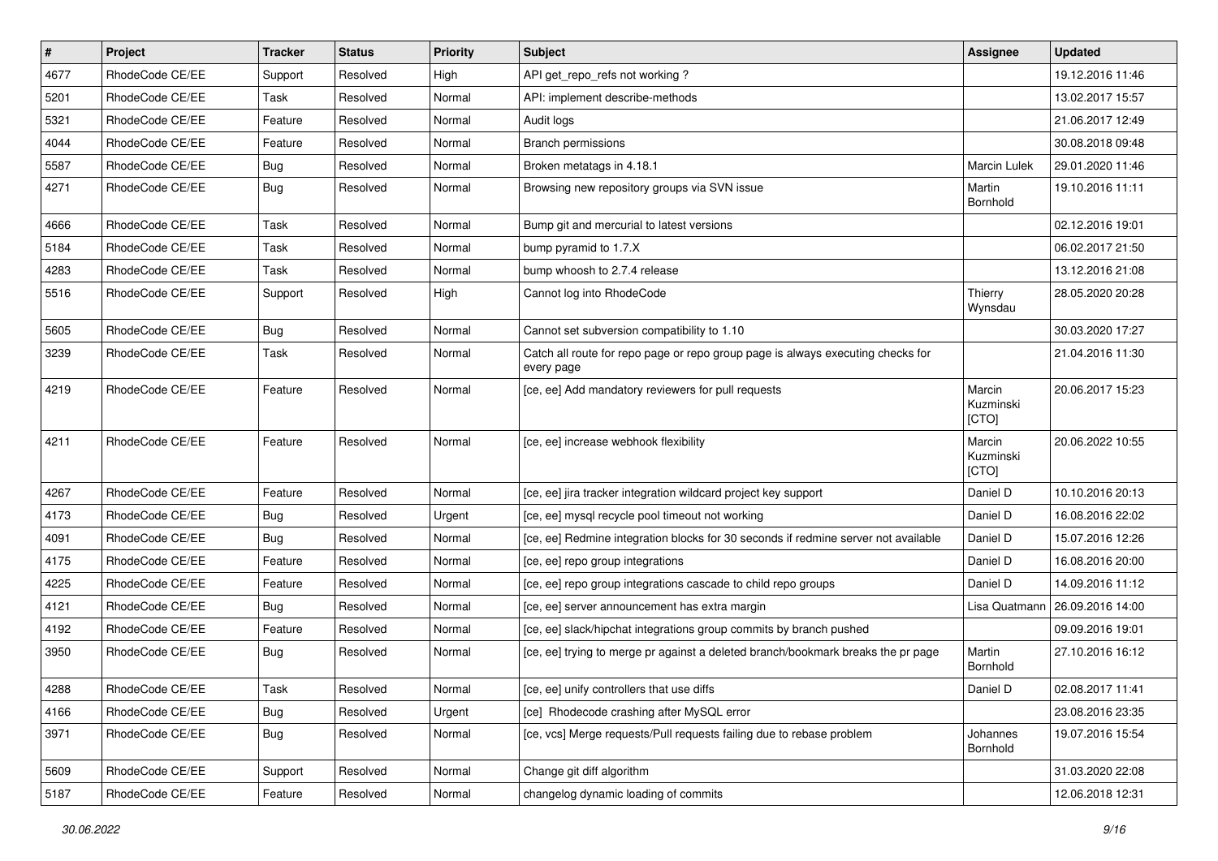| # | Project | Tracker | Status | Priority | Subject | Assignee | Updated |
|---|---|---|---|---|---|---|---|
| 4677 | RhodeCode CE/EE | Support | Resolved | High | API get_repo_refs not working ? | | 19.12.2016 11:46 |
| 5201 | RhodeCode CE/EE | Task | Resolved | Normal | API: implement describe-methods | | 13.02.2017 15:57 |
| 5321 | RhodeCode CE/EE | Feature | Resolved | Normal | Audit logs | | 21.06.2017 12:49 |
| 4044 | RhodeCode CE/EE | Feature | Resolved | Normal | Branch permissions | | 30.08.2018 09:48 |
| 5587 | RhodeCode CE/EE | Bug | Resolved | Normal | Broken metatags in 4.18.1 | Marcin Lulek | 29.01.2020 11:46 |
| 4271 | RhodeCode CE/EE | Bug | Resolved | Normal | Browsing new repository groups via SVN issue | Martin Bornhold | 19.10.2016 11:11 |
| 4666 | RhodeCode CE/EE | Task | Resolved | Normal | Bump git and mercurial to latest versions | | 02.12.2016 19:01 |
| 5184 | RhodeCode CE/EE | Task | Resolved | Normal | bump pyramid to 1.7.X | | 06.02.2017 21:50 |
| 4283 | RhodeCode CE/EE | Task | Resolved | Normal | bump whoosh to 2.7.4 release | | 13.12.2016 21:08 |
| 5516 | RhodeCode CE/EE | Support | Resolved | High | Cannot log into RhodeCode | Thierry Wynsdau | 28.05.2020 20:28 |
| 5605 | RhodeCode CE/EE | Bug | Resolved | Normal | Cannot set subversion compatibility to 1.10 | | 30.03.2020 17:27 |
| 3239 | RhodeCode CE/EE | Task | Resolved | Normal | Catch all route for repo page or repo group page is always executing checks for every page | | 21.04.2016 11:30 |
| 4219 | RhodeCode CE/EE | Feature | Resolved | Normal | [ce, ee] Add mandatory reviewers for pull requests | Marcin Kuzminski [CTO] | 20.06.2017 15:23 |
| 4211 | RhodeCode CE/EE | Feature | Resolved | Normal | [ce, ee] increase webhook flexibility | Marcin Kuzminski [CTO] | 20.06.2022 10:55 |
| 4267 | RhodeCode CE/EE | Feature | Resolved | Normal | [ce, ee] jira tracker integration wildcard project key support | Daniel D | 10.10.2016 20:13 |
| 4173 | RhodeCode CE/EE | Bug | Resolved | Urgent | [ce, ee] mysql recycle pool timeout not working | Daniel D | 16.08.2016 22:02 |
| 4091 | RhodeCode CE/EE | Bug | Resolved | Normal | [ce, ee] Redmine integration blocks for 30 seconds if redmine server not available | Daniel D | 15.07.2016 12:26 |
| 4175 | RhodeCode CE/EE | Feature | Resolved | Normal | [ce, ee] repo group integrations | Daniel D | 16.08.2016 20:00 |
| 4225 | RhodeCode CE/EE | Feature | Resolved | Normal | [ce, ee] repo group integrations cascade to child repo groups | Daniel D | 14.09.2016 11:12 |
| 4121 | RhodeCode CE/EE | Bug | Resolved | Normal | [ce, ee] server announcement has extra margin | Lisa Quatmann | 26.09.2016 14:00 |
| 4192 | RhodeCode CE/EE | Feature | Resolved | Normal | [ce, ee] slack/hipchat integrations group commits by branch pushed | | 09.09.2016 19:01 |
| 3950 | RhodeCode CE/EE | Bug | Resolved | Normal | [ce, ee] trying to merge pr against a deleted branch/bookmark breaks the pr page | Martin Bornhold | 27.10.2016 16:12 |
| 4288 | RhodeCode CE/EE | Task | Resolved | Normal | [ce, ee] unify controllers that use diffs | Daniel D | 02.08.2017 11:41 |
| 4166 | RhodeCode CE/EE | Bug | Resolved | Urgent | [ce] Rhodecode crashing after MySQL error | | 23.08.2016 23:35 |
| 3971 | RhodeCode CE/EE | Bug | Resolved | Normal | [ce, vcs] Merge requests/Pull requests failing due to rebase problem | Johannes Bornhold | 19.07.2016 15:54 |
| 5609 | RhodeCode CE/EE | Support | Resolved | Normal | Change git diff algorithm | | 31.03.2020 22:08 |
| 5187 | RhodeCode CE/EE | Feature | Resolved | Normal | changelog dynamic loading of commits | | 12.06.2018 12:31 |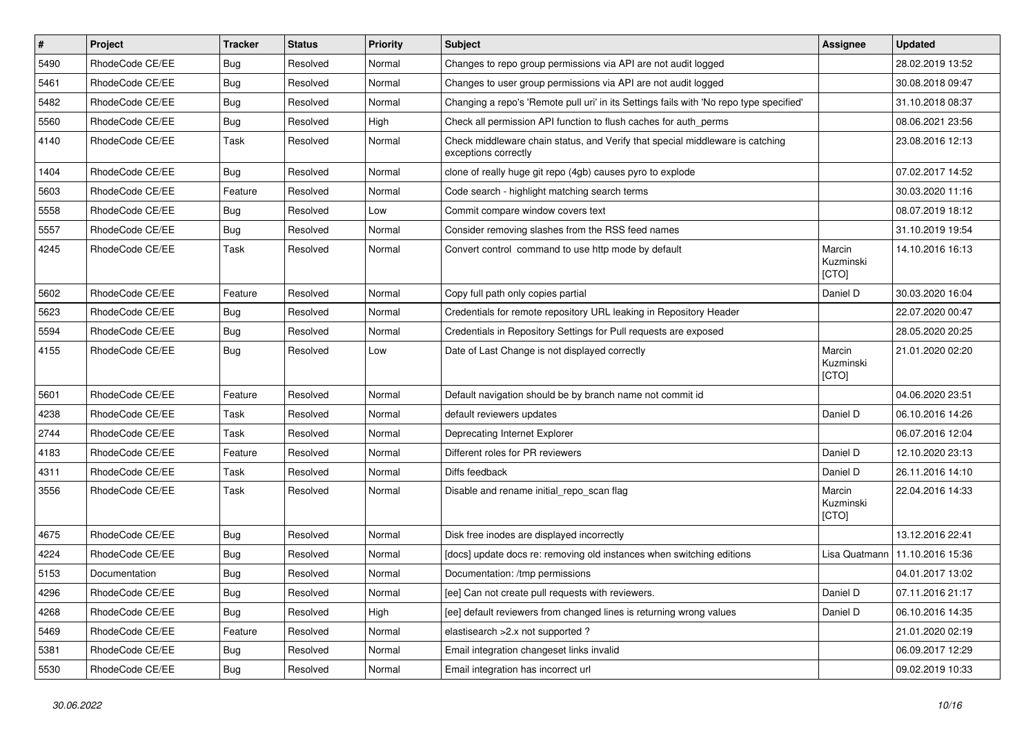| # | Project | Tracker | Status | Priority | Subject | Assignee | Updated |
|---|---|---|---|---|---|---|---|
| 5490 | RhodeCode CE/EE | Bug | Resolved | Normal | Changes to repo group permissions via API are not audit logged | | 28.02.2019 13:52 |
| 5461 | RhodeCode CE/EE | Bug | Resolved | Normal | Changes to user group permissions via API are not audit logged | | 30.08.2018 09:47 |
| 5482 | RhodeCode CE/EE | Bug | Resolved | Normal | Changing a repo's 'Remote pull uri' in its Settings fails with 'No repo type specified' | | 31.10.2018 08:37 |
| 5560 | RhodeCode CE/EE | Bug | Resolved | High | Check all permission API function to flush caches for auth_perms | | 08.06.2021 23:56 |
| 4140 | RhodeCode CE/EE | Task | Resolved | Normal | Check middleware chain status, and Verify that special middleware is catching exceptions correctly | | 23.08.2016 12:13 |
| 1404 | RhodeCode CE/EE | Bug | Resolved | Normal | clone of really huge git repo (4gb) causes pyro to explode | | 07.02.2017 14:52 |
| 5603 | RhodeCode CE/EE | Feature | Resolved | Normal | Code search - highlight matching search terms | | 30.03.2020 11:16 |
| 5558 | RhodeCode CE/EE | Bug | Resolved | Low | Commit compare window covers text | | 08.07.2019 18:12 |
| 5557 | RhodeCode CE/EE | Bug | Resolved | Normal | Consider removing slashes from the RSS feed names | | 31.10.2019 19:54 |
| 4245 | RhodeCode CE/EE | Task | Resolved | Normal | Convert control command to use http mode by default | Marcin Kuzminski [CTO] | 14.10.2016 16:13 |
| 5602 | RhodeCode CE/EE | Feature | Resolved | Normal | Copy full path only copies partial | Daniel D | 30.03.2020 16:04 |
| 5623 | RhodeCode CE/EE | Bug | Resolved | Normal | Credentials for remote repository URL leaking in Repository Header | | 22.07.2020 00:47 |
| 5594 | RhodeCode CE/EE | Bug | Resolved | Normal | Credentials in Repository Settings for Pull requests are exposed | | 28.05.2020 20:25 |
| 4155 | RhodeCode CE/EE | Bug | Resolved | Low | Date of Last Change is not displayed correctly | Marcin Kuzminski [CTO] | 21.01.2020 02:20 |
| 5601 | RhodeCode CE/EE | Feature | Resolved | Normal | Default navigation should be by branch name not commit id | | 04.06.2020 23:51 |
| 4238 | RhodeCode CE/EE | Task | Resolved | Normal | default reviewers updates | Daniel D | 06.10.2016 14:26 |
| 2744 | RhodeCode CE/EE | Task | Resolved | Normal | Deprecating Internet Explorer | | 06.07.2016 12:04 |
| 4183 | RhodeCode CE/EE | Feature | Resolved | Normal | Different roles for PR reviewers | Daniel D | 12.10.2020 23:13 |
| 4311 | RhodeCode CE/EE | Task | Resolved | Normal | Diffs feedback | Daniel D | 26.11.2016 14:10 |
| 3556 | RhodeCode CE/EE | Task | Resolved | Normal | Disable and rename initial_repo_scan flag | Marcin Kuzminski [CTO] | 22.04.2016 14:33 |
| 4675 | RhodeCode CE/EE | Bug | Resolved | Normal | Disk free inodes are displayed incorrectly | | 13.12.2016 22:41 |
| 4224 | RhodeCode CE/EE | Bug | Resolved | Normal | [docs] update docs re: removing old instances when switching editions | Lisa Quatmann | 11.10.2016 15:36 |
| 5153 | Documentation | Bug | Resolved | Normal | Documentation: /tmp permissions | | 04.01.2017 13:02 |
| 4296 | RhodeCode CE/EE | Bug | Resolved | Normal | [ee] Can not create pull requests with reviewers. | Daniel D | 07.11.2016 21:17 |
| 4268 | RhodeCode CE/EE | Bug | Resolved | High | [ee] default reviewers from changed lines is returning wrong values | Daniel D | 06.10.2016 14:35 |
| 5469 | RhodeCode CE/EE | Feature | Resolved | Normal | elastisearch >2.x not supported ? | | 21.01.2020 02:19 |
| 5381 | RhodeCode CE/EE | Bug | Resolved | Normal | Email integration changeset links invalid | | 06.09.2017 12:29 |
| 5530 | RhodeCode CE/EE | Bug | Resolved | Normal | Email integration has incorrect url | | 09.02.2019 10:33 |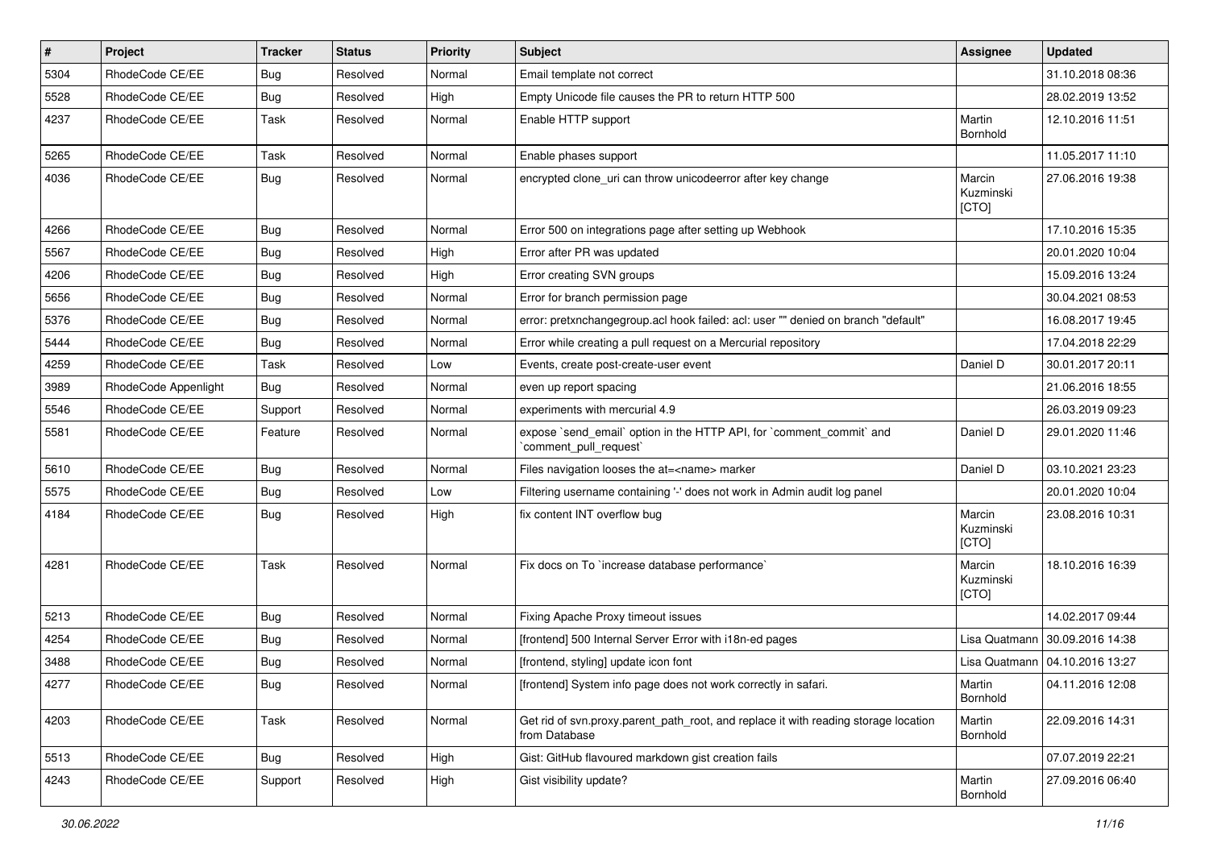| # | Project | Tracker | Status | Priority | Subject | Assignee | Updated |
|---|---|---|---|---|---|---|---|
| 5304 | RhodeCode CE/EE | Bug | Resolved | Normal | Email template not correct | | 31.10.2018 08:36 |
| 5528 | RhodeCode CE/EE | Bug | Resolved | High | Empty Unicode file causes the PR to return HTTP 500 | | 28.02.2019 13:52 |
| 4237 | RhodeCode CE/EE | Task | Resolved | Normal | Enable HTTP support | Martin Bornhold | 12.10.2016 11:51 |
| 5265 | RhodeCode CE/EE | Task | Resolved | Normal | Enable phases support | | 11.05.2017 11:10 |
| 4036 | RhodeCode CE/EE | Bug | Resolved | Normal | encrypted clone_uri can throw unicodeerror after key change | Marcin Kuzminski [CTO] | 27.06.2016 19:38 |
| 4266 | RhodeCode CE/EE | Bug | Resolved | Normal | Error 500 on integrations page after setting up Webhook | | 17.10.2016 15:35 |
| 5567 | RhodeCode CE/EE | Bug | Resolved | High | Error after PR was updated | | 20.01.2020 10:04 |
| 4206 | RhodeCode CE/EE | Bug | Resolved | High | Error creating SVN groups | | 15.09.2016 13:24 |
| 5656 | RhodeCode CE/EE | Bug | Resolved | Normal | Error for branch permission page | | 30.04.2021 08:53 |
| 5376 | RhodeCode CE/EE | Bug | Resolved | Normal | error: pretxnchangegroup.acl hook failed: acl: user "" denied on branch "default" | | 16.08.2017 19:45 |
| 5444 | RhodeCode CE/EE | Bug | Resolved | Normal | Error while creating a pull request on a Mercurial repository | | 17.04.2018 22:29 |
| 4259 | RhodeCode CE/EE | Task | Resolved | Low | Events, create post-create-user event | Daniel D | 30.01.2017 20:11 |
| 3989 | RhodeCode Appenlight | Bug | Resolved | Normal | even up report spacing | | 21.06.2016 18:55 |
| 5546 | RhodeCode CE/EE | Support | Resolved | Normal | experiments with mercurial 4.9 | | 26.03.2019 09:23 |
| 5581 | RhodeCode CE/EE | Feature | Resolved | Normal | expose `send_email` option in the HTTP API, for `comment_commit` and `comment_pull_request` | Daniel D | 29.01.2020 11:46 |
| 5610 | RhodeCode CE/EE | Bug | Resolved | Normal | Files navigation looses the at=<name> marker | Daniel D | 03.10.2021 23:23 |
| 5575 | RhodeCode CE/EE | Bug | Resolved | Low | Filtering username containing '-' does not work in Admin audit log panel | | 20.01.2020 10:04 |
| 4184 | RhodeCode CE/EE | Bug | Resolved | High | fix content INT overflow bug | Marcin Kuzminski [CTO] | 23.08.2016 10:31 |
| 4281 | RhodeCode CE/EE | Task | Resolved | Normal | Fix docs on To `increase database performance` | Marcin Kuzminski [CTO] | 18.10.2016 16:39 |
| 5213 | RhodeCode CE/EE | Bug | Resolved | Normal | Fixing Apache Proxy timeout issues | | 14.02.2017 09:44 |
| 4254 | RhodeCode CE/EE | Bug | Resolved | Normal | [frontend] 500 Internal Server Error with i18n-ed pages | Lisa Quatmann | 30.09.2016 14:38 |
| 3488 | RhodeCode CE/EE | Bug | Resolved | Normal | [frontend, styling] update icon font | Lisa Quatmann | 04.10.2016 13:27 |
| 4277 | RhodeCode CE/EE | Bug | Resolved | Normal | [frontend] System info page does not work correctly in safari. | Martin Bornhold | 04.11.2016 12:08 |
| 4203 | RhodeCode CE/EE | Task | Resolved | Normal | Get rid of svn.proxy.parent_path_root, and replace it with reading storage location from Database | Martin Bornhold | 22.09.2016 14:31 |
| 5513 | RhodeCode CE/EE | Bug | Resolved | High | Gist: GitHub flavoured markdown gist creation fails | | 07.07.2019 22:21 |
| 4243 | RhodeCode CE/EE | Support | Resolved | High | Gist visibility update? | Martin Bornhold | 27.09.2016 06:40 |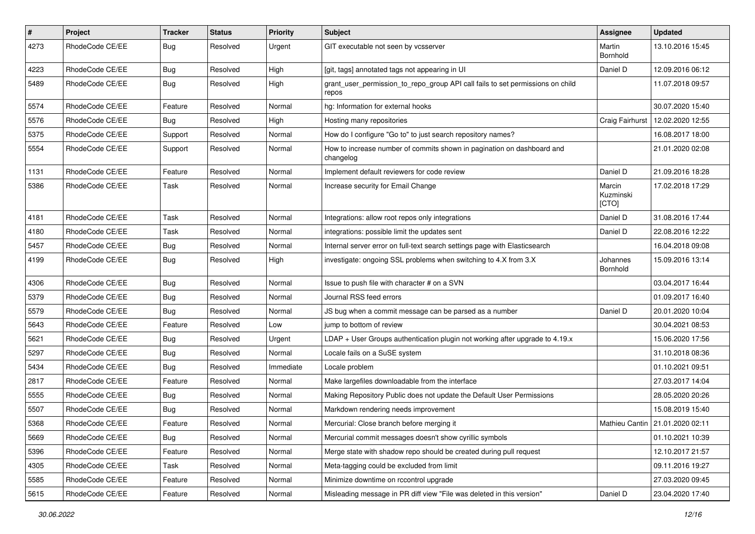| # | Project | Tracker | Status | Priority | Subject | Assignee | Updated |
|---|---|---|---|---|---|---|---|
| 4273 | RhodeCode CE/EE | Bug | Resolved | Urgent | GIT executable not seen by vcsserver | Martin Bornhold | 13.10.2016 15:45 |
| 4223 | RhodeCode CE/EE | Bug | Resolved | High | [git, tags] annotated tags not appearing in UI | Daniel D | 12.09.2016 06:12 |
| 5489 | RhodeCode CE/EE | Bug | Resolved | High | grant_user_permission_to_repo_group API call fails to set permissions on child repos | | 11.07.2018 09:57 |
| 5574 | RhodeCode CE/EE | Feature | Resolved | Normal | hg: Information for external hooks | | 30.07.2020 15:40 |
| 5576 | RhodeCode CE/EE | Bug | Resolved | High | Hosting many repositories | Craig Fairhurst | 12.02.2020 12:55 |
| 5375 | RhodeCode CE/EE | Support | Resolved | Normal | How do I configure "Go to" to just search repository names? | | 16.08.2017 18:00 |
| 5554 | RhodeCode CE/EE | Support | Resolved | Normal | How to increase number of commits shown in pagination on dashboard and changelog | | 21.01.2020 02:08 |
| 1131 | RhodeCode CE/EE | Feature | Resolved | Normal | Implement default reviewers for code review | Daniel D | 21.09.2016 18:28 |
| 5386 | RhodeCode CE/EE | Task | Resolved | Normal | Increase security for Email Change | Marcin Kuzminski [CTO] | 17.02.2018 17:29 |
| 4181 | RhodeCode CE/EE | Task | Resolved | Normal | Integrations: allow root repos only integrations | Daniel D | 31.08.2016 17:44 |
| 4180 | RhodeCode CE/EE | Task | Resolved | Normal | integrations: possible limit the updates sent | Daniel D | 22.08.2016 12:22 |
| 5457 | RhodeCode CE/EE | Bug | Resolved | Normal | Internal server error on full-text search settings page with Elasticsearch | | 16.04.2018 09:08 |
| 4199 | RhodeCode CE/EE | Bug | Resolved | High | investigate: ongoing SSL problems when switching to 4.X from 3.X | Johannes Bornhold | 15.09.2016 13:14 |
| 4306 | RhodeCode CE/EE | Bug | Resolved | Normal | Issue to push file with character # on a SVN | | 03.04.2017 16:44 |
| 5379 | RhodeCode CE/EE | Bug | Resolved | Normal | Journal RSS feed errors | | 01.09.2017 16:40 |
| 5579 | RhodeCode CE/EE | Bug | Resolved | Normal | JS bug when a commit message can be parsed as a number | Daniel D | 20.01.2020 10:04 |
| 5643 | RhodeCode CE/EE | Feature | Resolved | Low | jump to bottom of review | | 30.04.2021 08:53 |
| 5621 | RhodeCode CE/EE | Bug | Resolved | Urgent | LDAP + User Groups authentication plugin not working after upgrade to 4.19.x | | 15.06.2020 17:56 |
| 5297 | RhodeCode CE/EE | Bug | Resolved | Normal | Locale fails on a SuSE system | | 31.10.2018 08:36 |
| 5434 | RhodeCode CE/EE | Bug | Resolved | Immediate | Locale problem | | 01.10.2021 09:51 |
| 2817 | RhodeCode CE/EE | Feature | Resolved | Normal | Make largefiles downloadable from the interface | | 27.03.2017 14:04 |
| 5555 | RhodeCode CE/EE | Bug | Resolved | Normal | Making Repository Public does not update the Default User Permissions | | 28.05.2020 20:26 |
| 5507 | RhodeCode CE/EE | Bug | Resolved | Normal | Markdown rendering needs improvement | | 15.08.2019 15:40 |
| 5368 | RhodeCode CE/EE | Feature | Resolved | Normal | Mercurial: Close branch before merging it | Mathieu Cantin | 21.01.2020 02:11 |
| 5669 | RhodeCode CE/EE | Bug | Resolved | Normal | Mercurial commit messages doesn't show cyrillic symbols | | 01.10.2021 10:39 |
| 5396 | RhodeCode CE/EE | Feature | Resolved | Normal | Merge state with shadow repo should be created during pull request | | 12.10.2017 21:57 |
| 4305 | RhodeCode CE/EE | Task | Resolved | Normal | Meta-tagging could be excluded from limit | | 09.11.2016 19:27 |
| 5585 | RhodeCode CE/EE | Feature | Resolved | Normal | Minimize downtime on rccontrol upgrade | | 27.03.2020 09:45 |
| 5615 | RhodeCode CE/EE | Feature | Resolved | Normal | Misleading message in PR diff view "File was deleted in this version" | Daniel D | 23.04.2020 17:40 |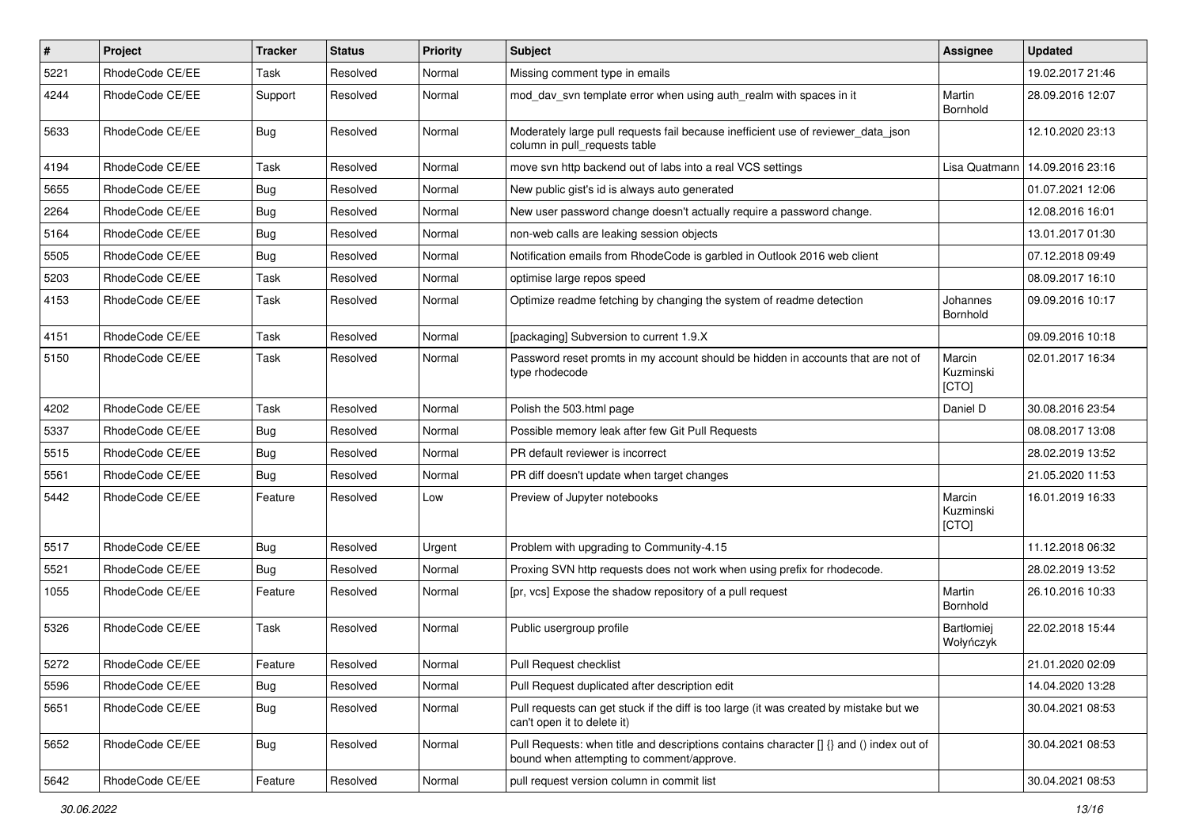| # | Project | Tracker | Status | Priority | Subject | Assignee | Updated |
|---|---|---|---|---|---|---|---|
| 5221 | RhodeCode CE/EE | Task | Resolved | Normal | Missing comment type in emails | | 19.02.2017 21:46 |
| 4244 | RhodeCode CE/EE | Support | Resolved | Normal | mod_dav_svn template error when using auth_realm with spaces in it | Martin Bornhold | 28.09.2016 12:07 |
| 5633 | RhodeCode CE/EE | Bug | Resolved | Normal | Moderately large pull requests fail because inefficient use of reviewer_data_json column in pull_requests table | | 12.10.2020 23:13 |
| 4194 | RhodeCode CE/EE | Task | Resolved | Normal | move svn http backend out of labs into a real VCS settings | Lisa Quatmann | 14.09.2016 23:16 |
| 5655 | RhodeCode CE/EE | Bug | Resolved | Normal | New public gist's id is always auto generated | | 01.07.2021 12:06 |
| 2264 | RhodeCode CE/EE | Bug | Resolved | Normal | New user password change doesn't actually require a password change. | | 12.08.2016 16:01 |
| 5164 | RhodeCode CE/EE | Bug | Resolved | Normal | non-web calls are leaking session objects | | 13.01.2017 01:30 |
| 5505 | RhodeCode CE/EE | Bug | Resolved | Normal | Notification emails from RhodeCode is garbled in Outlook 2016 web client | | 07.12.2018 09:49 |
| 5203 | RhodeCode CE/EE | Task | Resolved | Normal | optimise large repos speed | | 08.09.2017 16:10 |
| 4153 | RhodeCode CE/EE | Task | Resolved | Normal | Optimize readme fetching by changing the system of readme detection | Johannes Bornhold | 09.09.2016 10:17 |
| 4151 | RhodeCode CE/EE | Task | Resolved | Normal | [packaging] Subversion to current 1.9.X | | 09.09.2016 10:18 |
| 5150 | RhodeCode CE/EE | Task | Resolved | Normal | Password reset promts in my account should be hidden in accounts that are not of type rhodecode | Marcin Kuzminski [CTO] | 02.01.2017 16:34 |
| 4202 | RhodeCode CE/EE | Task | Resolved | Normal | Polish the 503.html page | Daniel D | 30.08.2016 23:54 |
| 5337 | RhodeCode CE/EE | Bug | Resolved | Normal | Possible memory leak after few Git Pull Requests | | 08.08.2017 13:08 |
| 5515 | RhodeCode CE/EE | Bug | Resolved | Normal | PR default reviewer is incorrect | | 28.02.2019 13:52 |
| 5561 | RhodeCode CE/EE | Bug | Resolved | Normal | PR diff doesn't update when target changes | | 21.05.2020 11:53 |
| 5442 | RhodeCode CE/EE | Feature | Resolved | Low | Preview of Jupyter notebooks | Marcin Kuzminski [CTO] | 16.01.2019 16:33 |
| 5517 | RhodeCode CE/EE | Bug | Resolved | Urgent | Problem with upgrading to Community-4.15 | | 11.12.2018 06:32 |
| 5521 | RhodeCode CE/EE | Bug | Resolved | Normal | Proxing SVN http requests does not work when using prefix for rhodecode. | | 28.02.2019 13:52 |
| 1055 | RhodeCode CE/EE | Feature | Resolved | Normal | [pr, vcs] Expose the shadow repository of a pull request | Martin Bornhold | 26.10.2016 10:33 |
| 5326 | RhodeCode CE/EE | Task | Resolved | Normal | Public usergroup profile | Bartłomiej Wołyńczyk | 22.02.2018 15:44 |
| 5272 | RhodeCode CE/EE | Feature | Resolved | Normal | Pull Request checklist | | 21.01.2020 02:09 |
| 5596 | RhodeCode CE/EE | Bug | Resolved | Normal | Pull Request duplicated after description edit | | 14.04.2020 13:28 |
| 5651 | RhodeCode CE/EE | Bug | Resolved | Normal | Pull requests can get stuck if the diff is too large (it was created by mistake but we can't open it to delete it) | | 30.04.2021 08:53 |
| 5652 | RhodeCode CE/EE | Bug | Resolved | Normal | Pull Requests: when title and descriptions contains character [] {} and () index out of bound when attempting to comment/approve. | | 30.04.2021 08:53 |
| 5642 | RhodeCode CE/EE | Feature | Resolved | Normal | pull request version column in commit list | | 30.04.2021 08:53 |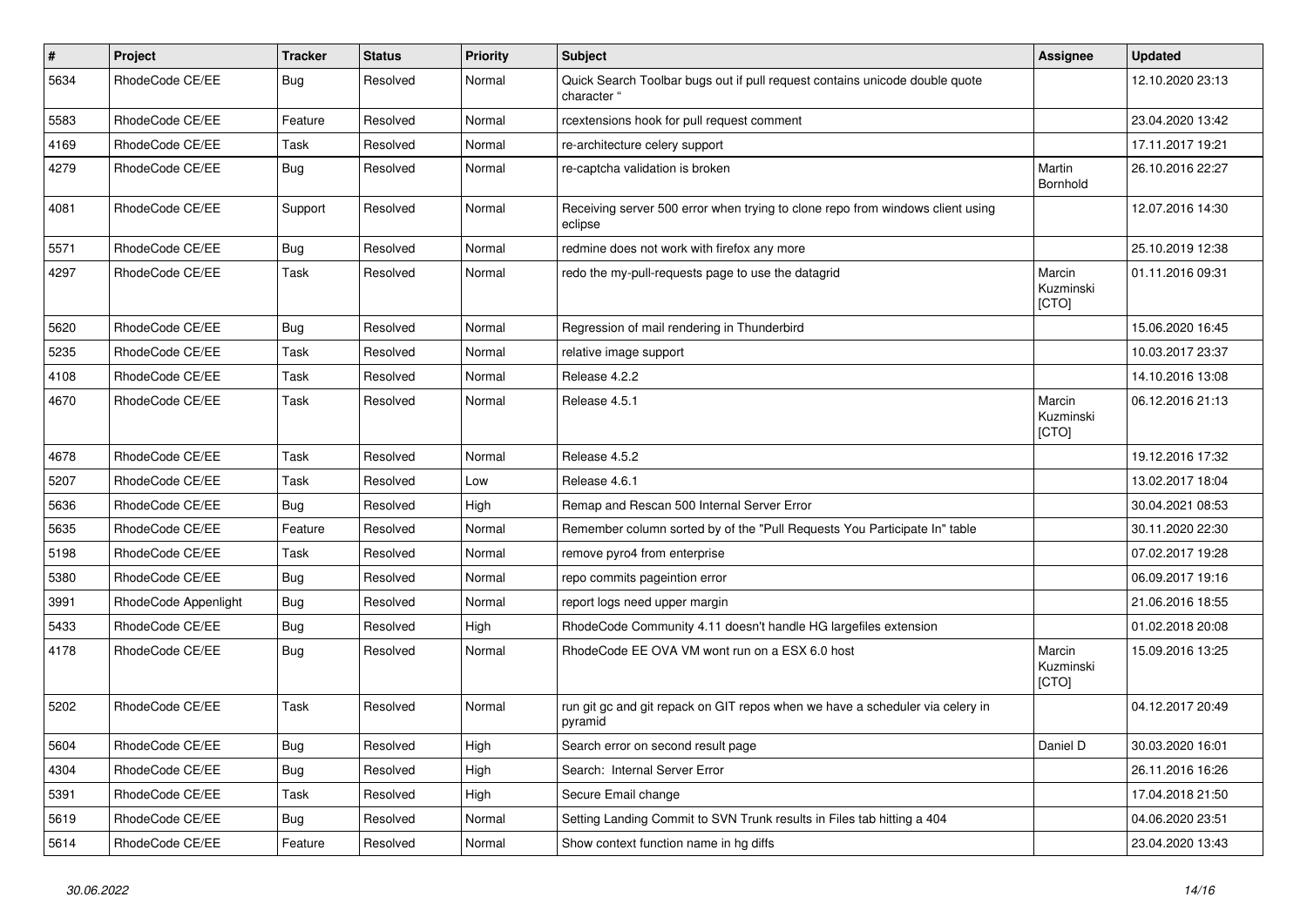| # | Project | Tracker | Status | Priority | Subject | Assignee | Updated |
|---|---|---|---|---|---|---|---|
| 5634 | RhodeCode CE/EE | Bug | Resolved | Normal | Quick Search Toolbar bugs out if pull request contains unicode double quote character " | | 12.10.2020 23:13 |
| 5583 | RhodeCode CE/EE | Feature | Resolved | Normal | rcextensions hook for pull request comment | | 23.04.2020 13:42 |
| 4169 | RhodeCode CE/EE | Task | Resolved | Normal | re-architecture celery support | | 17.11.2017 19:21 |
| 4279 | RhodeCode CE/EE | Bug | Resolved | Normal | re-captcha validation is broken | Martin Bornhold | 26.10.2016 22:27 |
| 4081 | RhodeCode CE/EE | Support | Resolved | Normal | Receiving server 500 error when trying to clone repo from windows client using eclipse | | 12.07.2016 14:30 |
| 5571 | RhodeCode CE/EE | Bug | Resolved | Normal | redmine does not work with firefox any more | | 25.10.2019 12:38 |
| 4297 | RhodeCode CE/EE | Task | Resolved | Normal | redo the my-pull-requests page to use the datagrid | Marcin Kuzminski [CTO] | 01.11.2016 09:31 |
| 5620 | RhodeCode CE/EE | Bug | Resolved | Normal | Regression of mail rendering in Thunderbird | | 15.06.2020 16:45 |
| 5235 | RhodeCode CE/EE | Task | Resolved | Normal | relative image support | | 10.03.2017 23:37 |
| 4108 | RhodeCode CE/EE | Task | Resolved | Normal | Release 4.2.2 | | 14.10.2016 13:08 |
| 4670 | RhodeCode CE/EE | Task | Resolved | Normal | Release 4.5.1 | Marcin Kuzminski [CTO] | 06.12.2016 21:13 |
| 4678 | RhodeCode CE/EE | Task | Resolved | Normal | Release 4.5.2 | | 19.12.2016 17:32 |
| 5207 | RhodeCode CE/EE | Task | Resolved | Low | Release 4.6.1 | | 13.02.2017 18:04 |
| 5636 | RhodeCode CE/EE | Bug | Resolved | High | Remap and Rescan 500 Internal Server Error | | 30.04.2021 08:53 |
| 5635 | RhodeCode CE/EE | Feature | Resolved | Normal | Remember column sorted by of the "Pull Requests You Participate In" table | | 30.11.2020 22:30 |
| 5198 | RhodeCode CE/EE | Task | Resolved | Normal | remove pyro4 from enterprise | | 07.02.2017 19:28 |
| 5380 | RhodeCode CE/EE | Bug | Resolved | Normal | repo commits pageintion error | | 06.09.2017 19:16 |
| 3991 | RhodeCode Appenlight | Bug | Resolved | Normal | report logs need upper margin | | 21.06.2016 18:55 |
| 5433 | RhodeCode CE/EE | Bug | Resolved | High | RhodeCode Community 4.11 doesn't handle HG largefiles extension | | 01.02.2018 20:08 |
| 4178 | RhodeCode CE/EE | Bug | Resolved | Normal | RhodeCode EE OVA VM wont run on a ESX 6.0 host | Marcin Kuzminski [CTO] | 15.09.2016 13:25 |
| 5202 | RhodeCode CE/EE | Task | Resolved | Normal | run git gc and git repack on GIT repos when we have a scheduler via celery in pyramid | | 04.12.2017 20:49 |
| 5604 | RhodeCode CE/EE | Bug | Resolved | High | Search error on second result page | Daniel D | 30.03.2020 16:01 |
| 4304 | RhodeCode CE/EE | Bug | Resolved | High | Search: Internal Server Error | | 26.11.2016 16:26 |
| 5391 | RhodeCode CE/EE | Task | Resolved | High | Secure Email change | | 17.04.2018 21:50 |
| 5619 | RhodeCode CE/EE | Bug | Resolved | Normal | Setting Landing Commit to SVN Trunk results in Files tab hitting a 404 | | 04.06.2020 23:51 |
| 5614 | RhodeCode CE/EE | Feature | Resolved | Normal | Show context function name in hg diffs | | 23.04.2020 13:43 |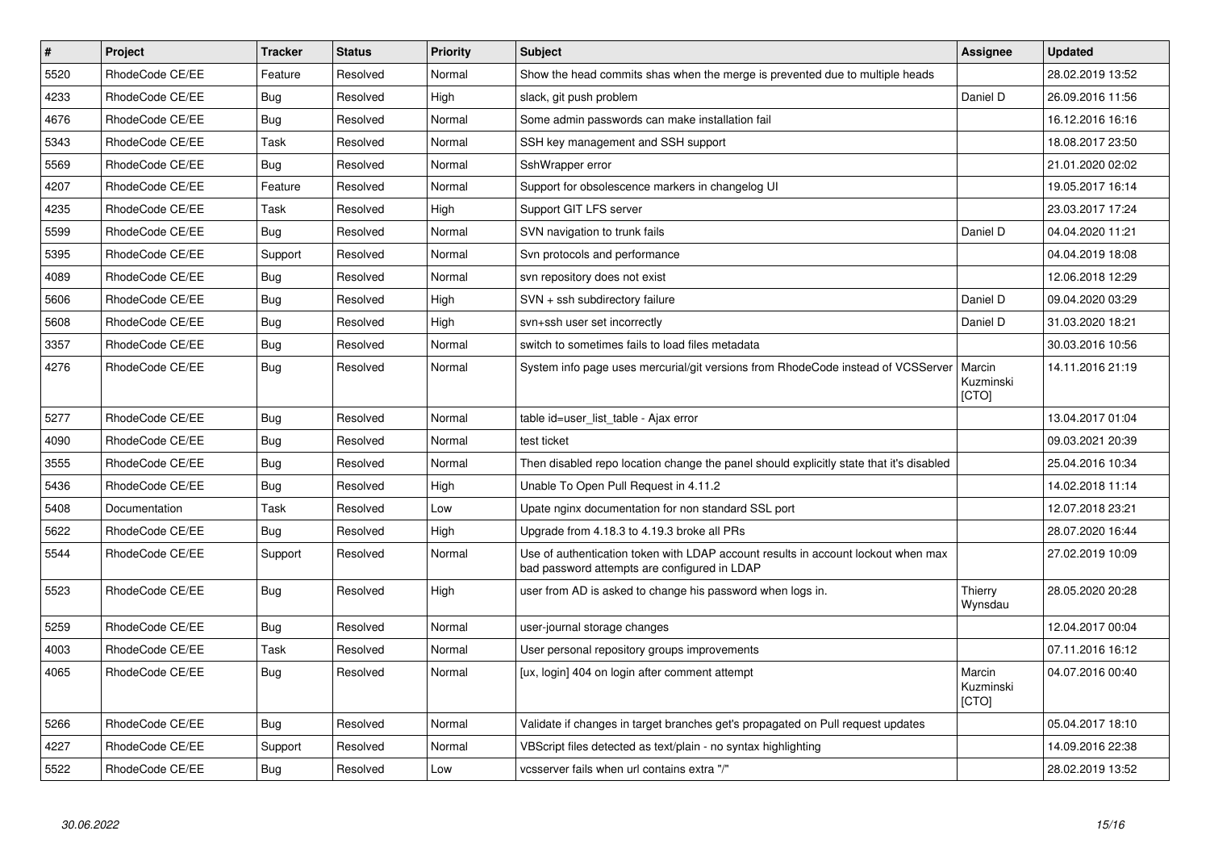| # | Project | Tracker | Status | Priority | Subject | Assignee | Updated |
|---|---|---|---|---|---|---|---|
| 5520 | RhodeCode CE/EE | Feature | Resolved | Normal | Show the head commits shas when the merge is prevented due to multiple heads | | 28.02.2019 13:52 |
| 4233 | RhodeCode CE/EE | Bug | Resolved | High | slack, git push problem | Daniel D | 26.09.2016 11:56 |
| 4676 | RhodeCode CE/EE | Bug | Resolved | Normal | Some admin passwords can make installation fail | | 16.12.2016 16:16 |
| 5343 | RhodeCode CE/EE | Task | Resolved | Normal | SSH key management and SSH support | | 18.08.2017 23:50 |
| 5569 | RhodeCode CE/EE | Bug | Resolved | Normal | SshWrapper error | | 21.01.2020 02:02 |
| 4207 | RhodeCode CE/EE | Feature | Resolved | Normal | Support for obsolescence markers in changelog UI | | 19.05.2017 16:14 |
| 4235 | RhodeCode CE/EE | Task | Resolved | High | Support GIT LFS server | | 23.03.2017 17:24 |
| 5599 | RhodeCode CE/EE | Bug | Resolved | Normal | SVN navigation to trunk fails | Daniel D | 04.04.2020 11:21 |
| 5395 | RhodeCode CE/EE | Support | Resolved | Normal | Svn protocols and performance | | 04.04.2019 18:08 |
| 4089 | RhodeCode CE/EE | Bug | Resolved | Normal | svn repository does not exist | | 12.06.2018 12:29 |
| 5606 | RhodeCode CE/EE | Bug | Resolved | High | SVN + ssh subdirectory failure | Daniel D | 09.04.2020 03:29 |
| 5608 | RhodeCode CE/EE | Bug | Resolved | High | svn+ssh user set incorrectly | Daniel D | 31.03.2020 18:21 |
| 3357 | RhodeCode CE/EE | Bug | Resolved | Normal | switch to sometimes fails to load files metadata | | 30.03.2016 10:56 |
| 4276 | RhodeCode CE/EE | Bug | Resolved | Normal | System info page uses mercurial/git versions from RhodeCode instead of VCSServer | Marcin Kuzminski [CTO] | 14.11.2016 21:19 |
| 5277 | RhodeCode CE/EE | Bug | Resolved | Normal | table id=user_list_table - Ajax error | | 13.04.2017 01:04 |
| 4090 | RhodeCode CE/EE | Bug | Resolved | Normal | test ticket | | 09.03.2021 20:39 |
| 3555 | RhodeCode CE/EE | Bug | Resolved | Normal | Then disabled repo location change the panel should explicitly state that it's disabled | | 25.04.2016 10:34 |
| 5436 | RhodeCode CE/EE | Bug | Resolved | High | Unable To Open Pull Request in 4.11.2 | | 14.02.2018 11:14 |
| 5408 | Documentation | Task | Resolved | Low | Upate nginx documentation for non standard SSL port | | 12.07.2018 23:21 |
| 5622 | RhodeCode CE/EE | Bug | Resolved | High | Upgrade from 4.18.3 to 4.19.3 broke all PRs | | 28.07.2020 16:44 |
| 5544 | RhodeCode CE/EE | Support | Resolved | Normal | Use of authentication token with LDAP account results in account lockout when max bad password attempts are configured in LDAP | | 27.02.2019 10:09 |
| 5523 | RhodeCode CE/EE | Bug | Resolved | High | user from AD is asked to change his password when logs in. | Thierry Wynsdau | 28.05.2020 20:28 |
| 5259 | RhodeCode CE/EE | Bug | Resolved | Normal | user-journal storage changes | | 12.04.2017 00:04 |
| 4003 | RhodeCode CE/EE | Task | Resolved | Normal | User personal repository groups improvements | | 07.11.2016 16:12 |
| 4065 | RhodeCode CE/EE | Bug | Resolved | Normal | [ux, login] 404 on login after comment attempt | Marcin Kuzminski [CTO] | 04.07.2016 00:40 |
| 5266 | RhodeCode CE/EE | Bug | Resolved | Normal | Validate if changes in target branches get's propagated on Pull request updates | | 05.04.2017 18:10 |
| 4227 | RhodeCode CE/EE | Support | Resolved | Normal | VBScript files detected as text/plain - no syntax highlighting | | 14.09.2016 22:38 |
| 5522 | RhodeCode CE/EE | Bug | Resolved | Low | vcsserver fails when url contains extra "/" | | 28.02.2019 13:52 |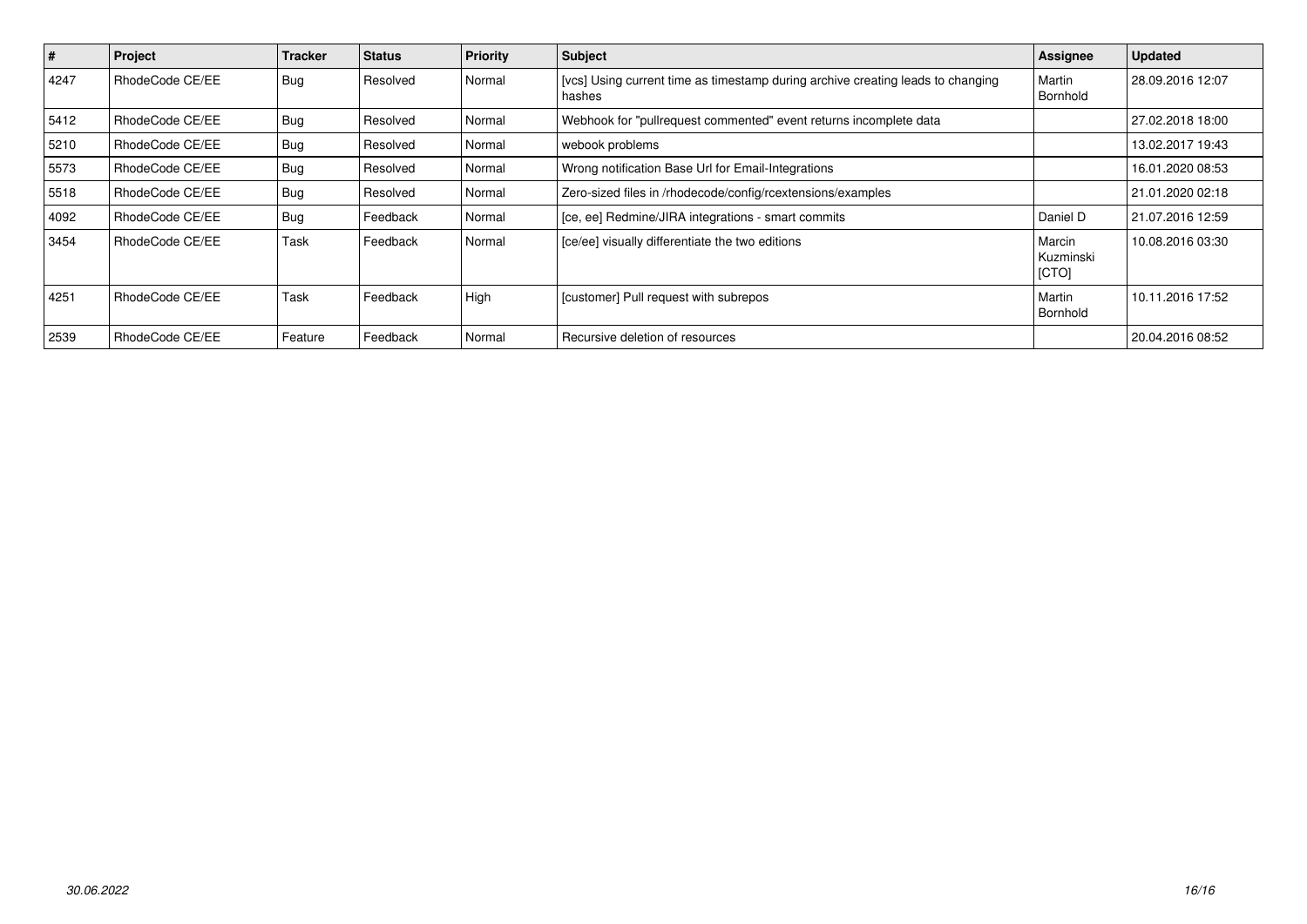| # | Project | Tracker | Status | Priority | Subject | Assignee | Updated |
|---|---|---|---|---|---|---|---|
| 4247 | RhodeCode CE/EE | Bug | Resolved | Normal | [vcs] Using current time as timestamp during archive creating leads to changing hashes | Martin Bornhold | 28.09.2016 12:07 |
| 5412 | RhodeCode CE/EE | Bug | Resolved | Normal | Webhook for "pullrequest commented" event returns incomplete data | | 27.02.2018 18:00 |
| 5210 | RhodeCode CE/EE | Bug | Resolved | Normal | webook problems | | 13.02.2017 19:43 |
| 5573 | RhodeCode CE/EE | Bug | Resolved | Normal | Wrong notification Base Url for Email-Integrations | | 16.01.2020 08:53 |
| 5518 | RhodeCode CE/EE | Bug | Resolved | Normal | Zero-sized files in /rhodecode/config/rcextensions/examples | | 21.01.2020 02:18 |
| 4092 | RhodeCode CE/EE | Bug | Feedback | Normal | [ce, ee] Redmine/JIRA integrations - smart commits | Daniel D | 21.07.2016 12:59 |
| 3454 | RhodeCode CE/EE | Task | Feedback | Normal | [ce/ee] visually differentiate the two editions | Marcin Kuzminski [CTO] | 10.08.2016 03:30 |
| 4251 | RhodeCode CE/EE | Task | Feedback | High | [customer] Pull request with subrepos | Martin Bornhold | 10.11.2016 17:52 |
| 2539 | RhodeCode CE/EE | Feature | Feedback | Normal | Recursive deletion of resources | | 20.04.2016 08:52 |

30.06.2022